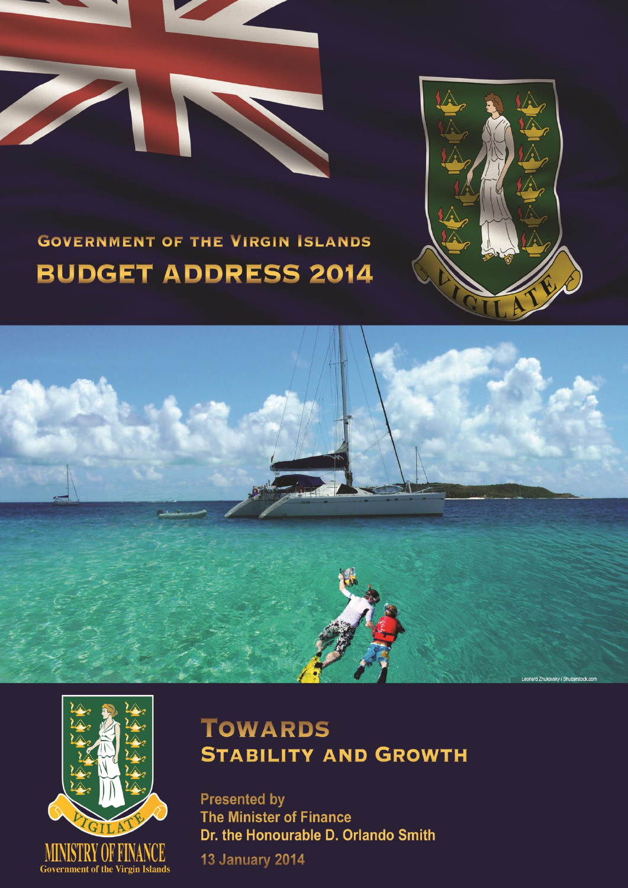# GOVERNMENT OF THE VIRGIN ISLANDS

# BUDGET ADDRESS 2014

VIGILATE

Leonard Zhukovsky / Shutterstock.com

MINISTRY OF FINANCE
Government of the Virgin Islands

## TOWARDS STABILITY AND GROWTH

**Presented by**
**The Minister of Finance**
**Dr. the Honourable D. Orlando Smith**

**13 January 2014**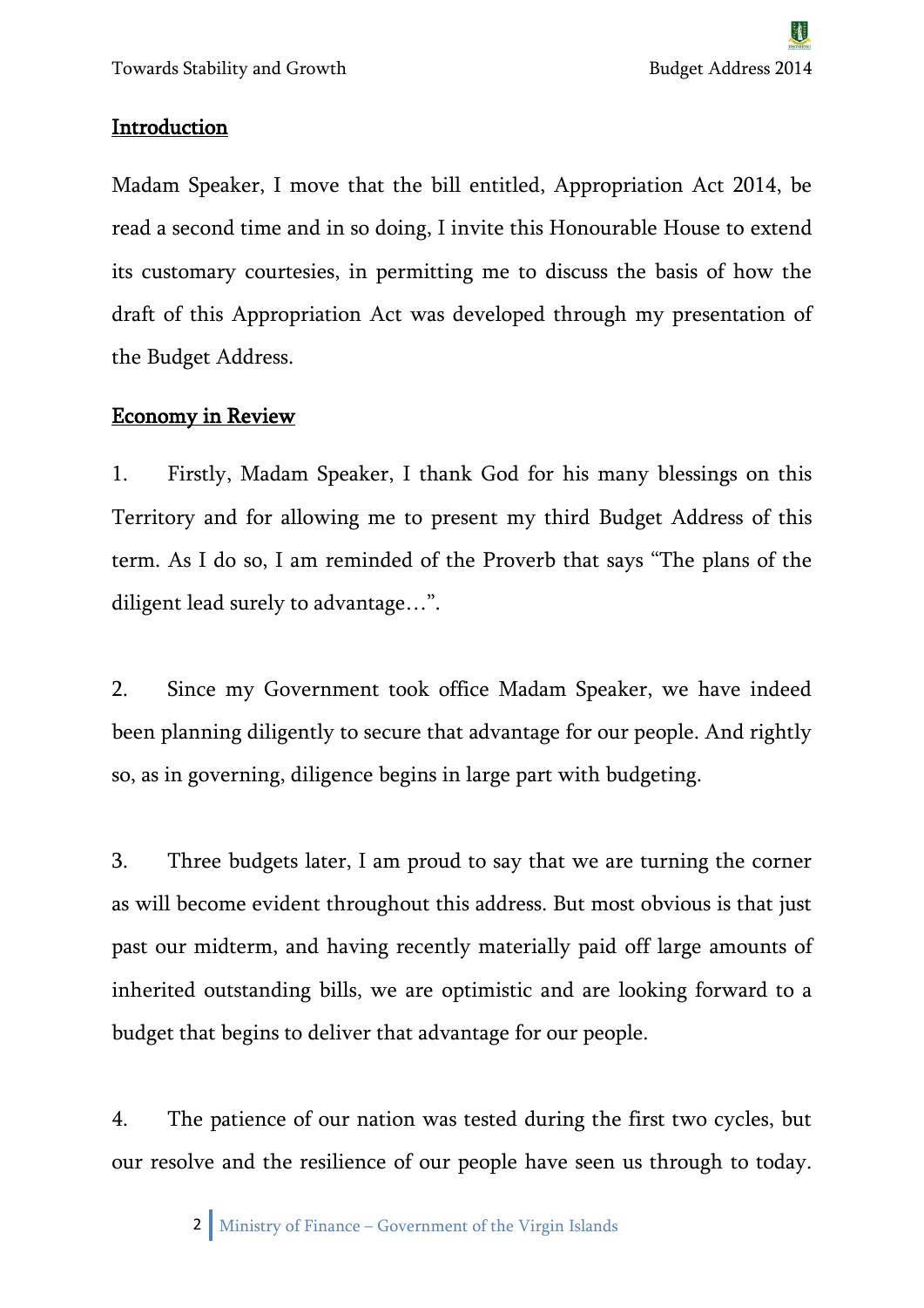## Introduction

Madam Speaker, I move that the bill entitled, Appropriation Act 2014, be read a second time and in so doing, I invite this Honourable House to extend its customary courtesies, in permitting me to discuss the basis of how the draft of this Appropriation Act was developed through my presentation of the Budget Address.

## Economy in Review

1. Firstly, Madam Speaker, I thank God for his many blessings on this Territory and for allowing me to present my third Budget Address of this term. As I do so, I am reminded of the Proverb that says "The plans of the diligent lead surely to advantage…".

2. Since my Government took office Madam Speaker, we have indeed been planning diligently to secure that advantage for our people. And rightly so, as in governing, diligence begins in large part with budgeting.

3. Three budgets later, I am proud to say that we are turning the corner as will become evident throughout this address. But most obvious is that just past our midterm, and having recently materially paid off large amounts of inherited outstanding bills, we are optimistic and are looking forward to a budget that begins to deliver that advantage for our people.

4. The patience of our nation was tested during the first two cycles, but our resolve and the resilience of our people have seen us through to today.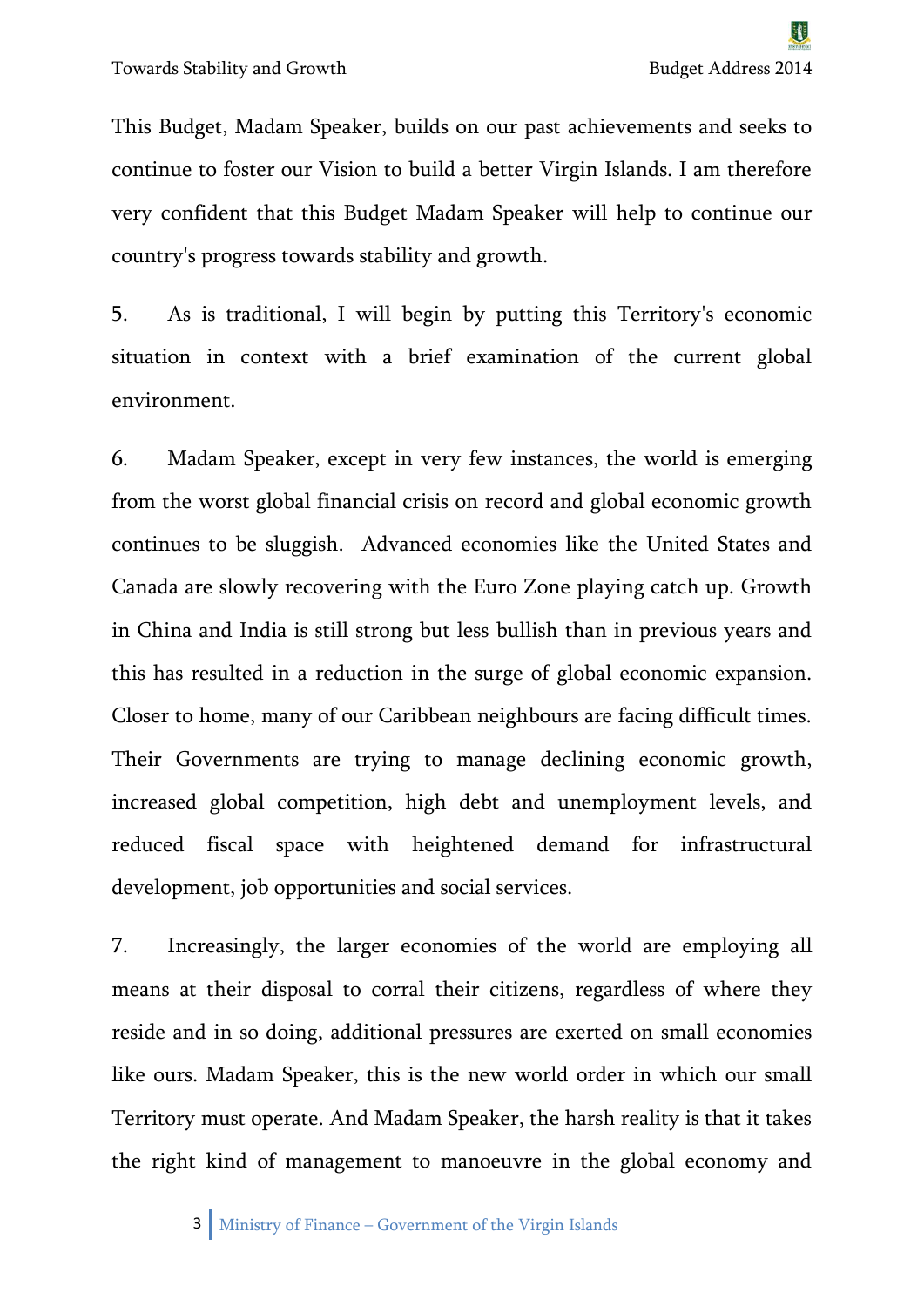This Budget, Madam Speaker, builds on our past achievements and seeks to continue to foster our Vision to build a better Virgin Islands. I am therefore very confident that this Budget Madam Speaker will help to continue our country's progress towards stability and growth.

5. As is traditional, I will begin by putting this Territory's economic situation in context with a brief examination of the current global environment.

6. Madam Speaker, except in very few instances, the world is emerging from the worst global financial crisis on record and global economic growth continues to be sluggish. Advanced economies like the United States and Canada are slowly recovering with the Euro Zone playing catch up. Growth in China and India is still strong but less bullish than in previous years and this has resulted in a reduction in the surge of global economic expansion. Closer to home, many of our Caribbean neighbours are facing difficult times. Their Governments are trying to manage declining economic growth, increased global competition, high debt and unemployment levels, and reduced fiscal space with heightened demand for infrastructural development, job opportunities and social services.

7. Increasingly, the larger economies of the world are employing all means at their disposal to corral their citizens, regardless of where they reside and in so doing, additional pressures are exerted on small economies like ours. Madam Speaker, this is the new world order in which our small Territory must operate. And Madam Speaker, the harsh reality is that it takes the right kind of management to manoeuvre in the global economy and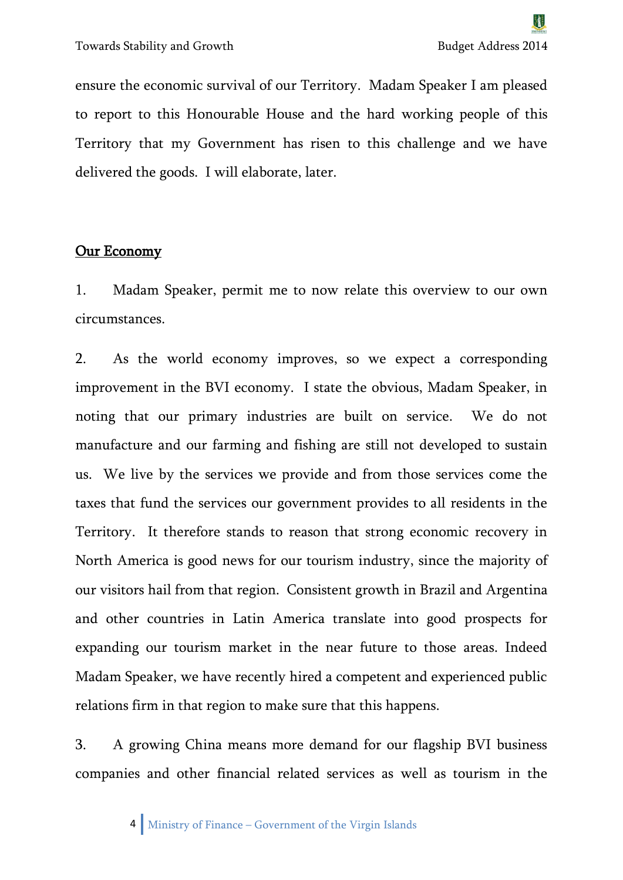ensure the economic survival of our Territory. Madam Speaker I am pleased to report to this Honourable House and the hard working people of this Territory that my Government has risen to this challenge and we have delivered the goods. I will elaborate, later.

## Our Economy

1. Madam Speaker, permit me to now relate this overview to our own circumstances.

2. As the world economy improves, so we expect a corresponding improvement in the BVI economy. I state the obvious, Madam Speaker, in noting that our primary industries are built on service. We do not manufacture and our farming and fishing are still not developed to sustain us. We live by the services we provide and from those services come the taxes that fund the services our government provides to all residents in the Territory. It therefore stands to reason that strong economic recovery in North America is good news for our tourism industry, since the majority of our visitors hail from that region. Consistent growth in Brazil and Argentina and other countries in Latin America translate into good prospects for expanding our tourism market in the near future to those areas. Indeed Madam Speaker, we have recently hired a competent and experienced public relations firm in that region to make sure that this happens.

3. A growing China means more demand for our flagship BVI business companies and other financial related services as well as tourism in the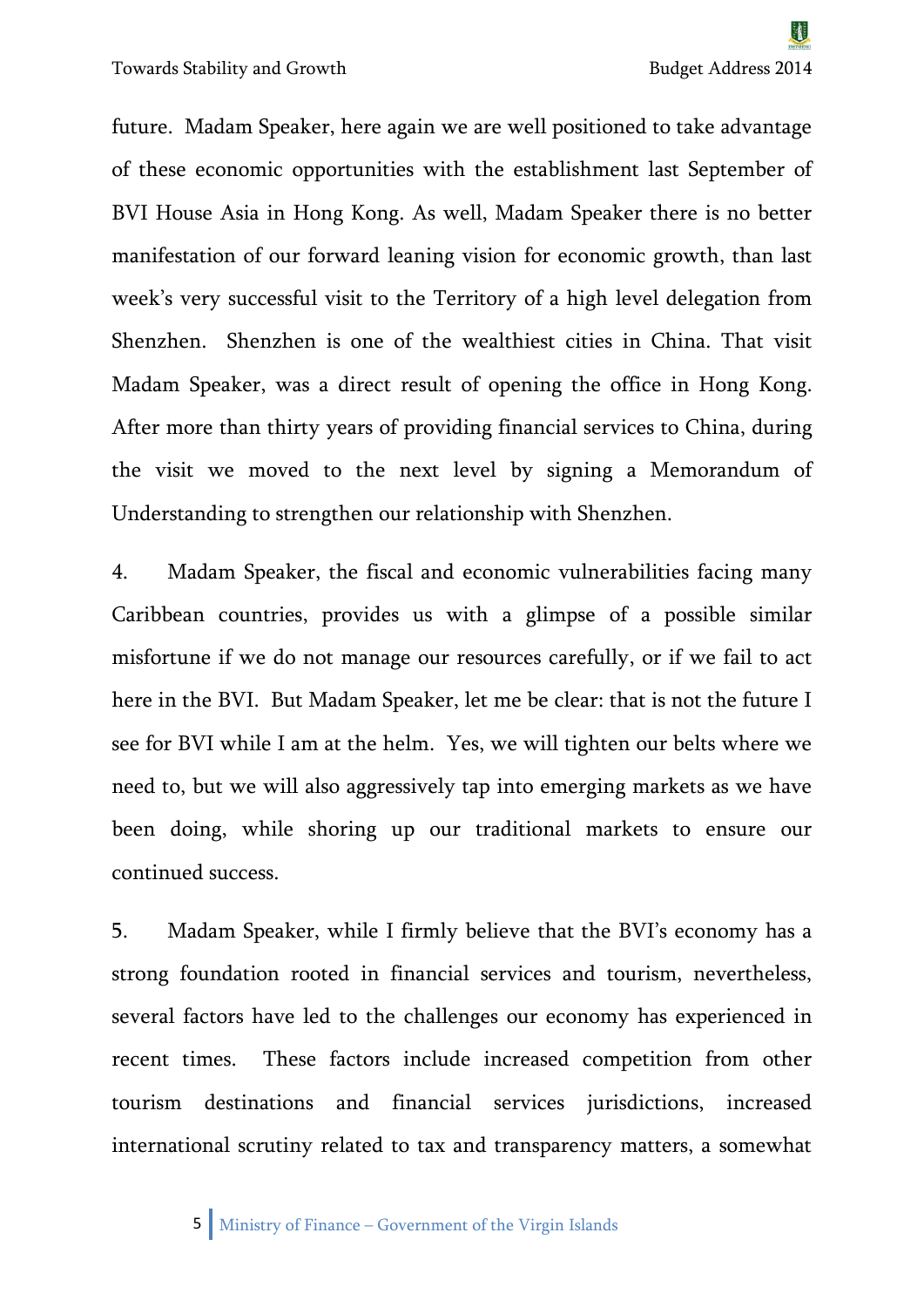future. Madam Speaker, here again we are well positioned to take advantage of these economic opportunities with the establishment last September of BVI House Asia in Hong Kong. As well, Madam Speaker there is no better manifestation of our forward leaning vision for economic growth, than last week's very successful visit to the Territory of a high level delegation from Shenzhen. Shenzhen is one of the wealthiest cities in China. That visit Madam Speaker, was a direct result of opening the office in Hong Kong. After more than thirty years of providing financial services to China, during the visit we moved to the next level by signing a Memorandum of Understanding to strengthen our relationship with Shenzhen.

4. Madam Speaker, the fiscal and economic vulnerabilities facing many Caribbean countries, provides us with a glimpse of a possible similar misfortune if we do not manage our resources carefully, or if we fail to act here in the BVI. But Madam Speaker, let me be clear: that is not the future I see for BVI while I am at the helm. Yes, we will tighten our belts where we need to, but we will also aggressively tap into emerging markets as we have been doing, while shoring up our traditional markets to ensure our continued success.

5. Madam Speaker, while I firmly believe that the BVI's economy has a strong foundation rooted in financial services and tourism, nevertheless, several factors have led to the challenges our economy has experienced in recent times. These factors include increased competition from other tourism destinations and financial services jurisdictions, increased international scrutiny related to tax and transparency matters, a somewhat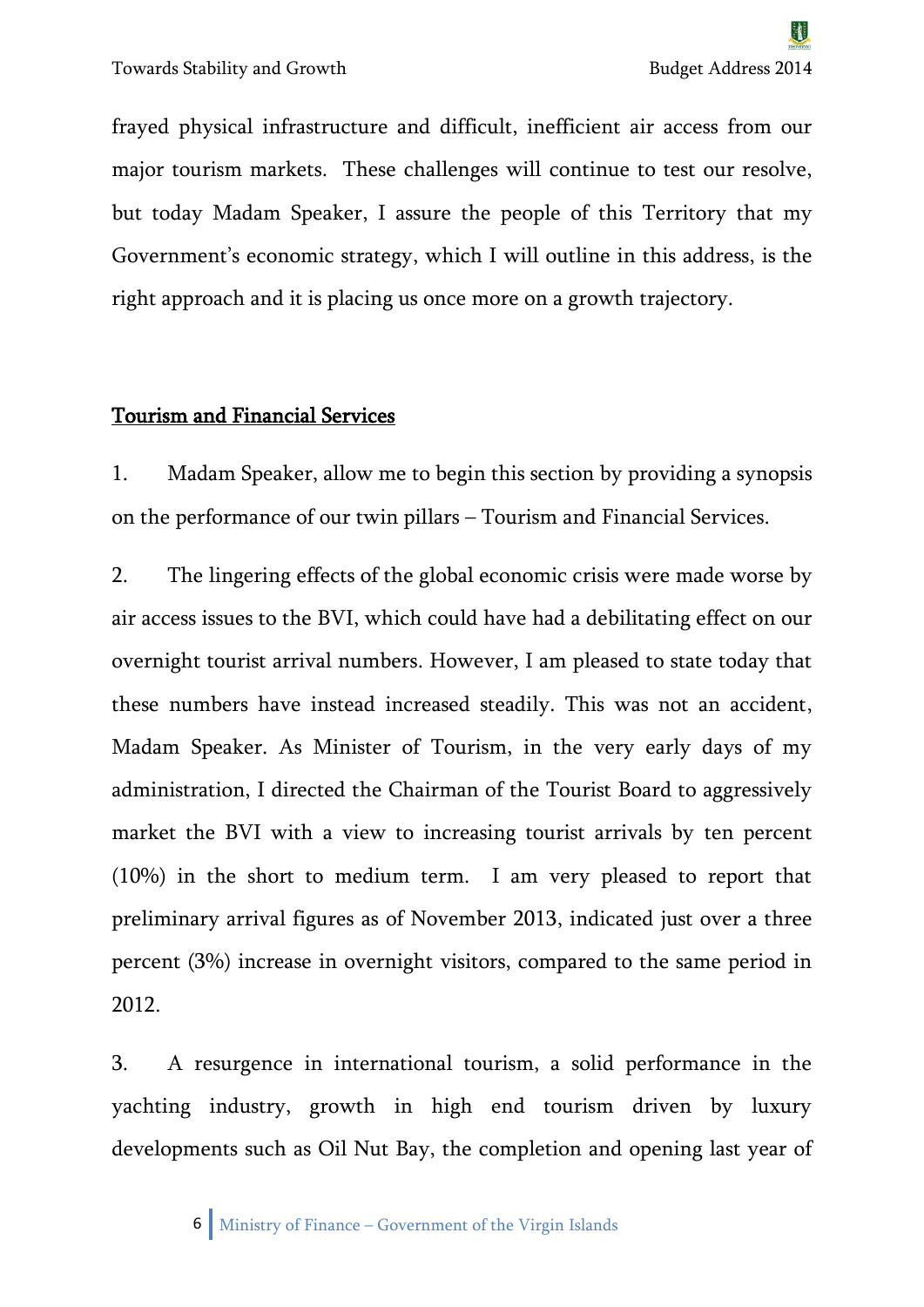frayed physical infrastructure and difficult, inefficient air access from our major tourism markets. These challenges will continue to test our resolve, but today Madam Speaker, I assure the people of this Territory that my Government's economic strategy, which I will outline in this address, is the right approach and it is placing us once more on a growth trajectory.

## Tourism and Financial Services

1. Madam Speaker, allow me to begin this section by providing a synopsis on the performance of our twin pillars – Tourism and Financial Services.

2. The lingering effects of the global economic crisis were made worse by air access issues to the BVI, which could have had a debilitating effect on our overnight tourist arrival numbers. However, I am pleased to state today that these numbers have instead increased steadily. This was not an accident, Madam Speaker. As Minister of Tourism, in the very early days of my administration, I directed the Chairman of the Tourist Board to aggressively market the BVI with a view to increasing tourist arrivals by ten percent (10%) in the short to medium term. I am very pleased to report that preliminary arrival figures as of November 2013, indicated just over a three percent (3%) increase in overnight visitors, compared to the same period in 2012.

3. A resurgence in international tourism, a solid performance in the yachting industry, growth in high end tourism driven by luxury developments such as Oil Nut Bay, the completion and opening last year of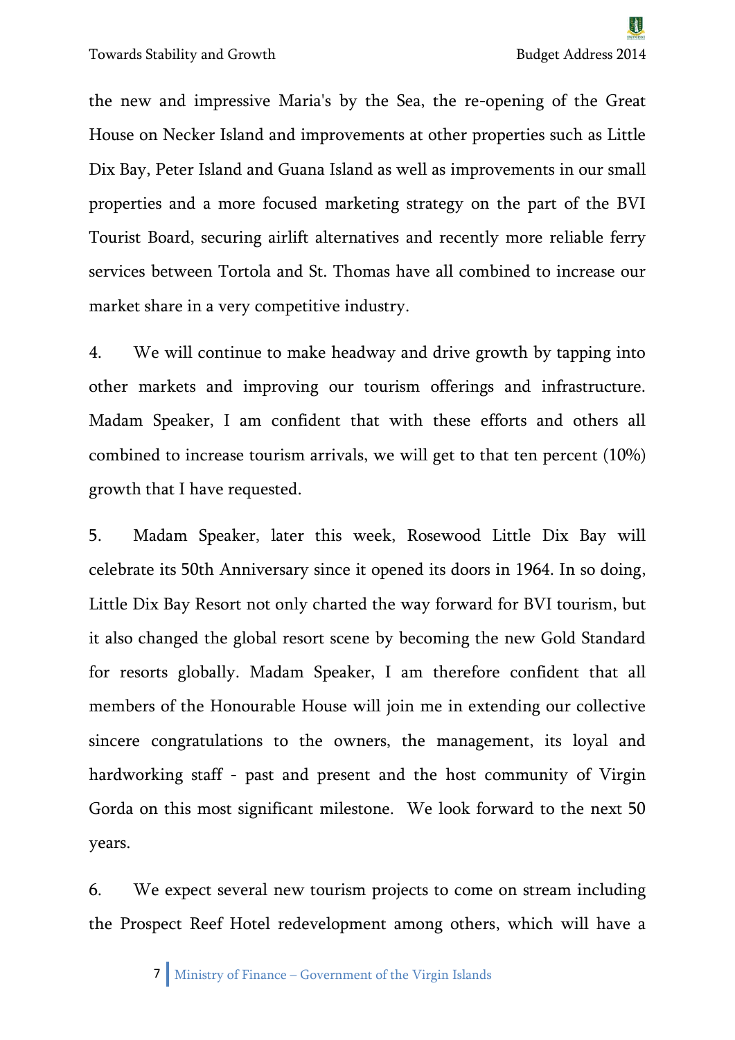the new and impressive Maria's by the Sea, the re-opening of the Great House on Necker Island and improvements at other properties such as Little Dix Bay, Peter Island and Guana Island as well as improvements in our small properties and a more focused marketing strategy on the part of the BVI Tourist Board, securing airlift alternatives and recently more reliable ferry services between Tortola and St. Thomas have all combined to increase our market share in a very competitive industry.

4. We will continue to make headway and drive growth by tapping into other markets and improving our tourism offerings and infrastructure. Madam Speaker, I am confident that with these efforts and others all combined to increase tourism arrivals, we will get to that ten percent (10%) growth that I have requested.

5. Madam Speaker, later this week, Rosewood Little Dix Bay will celebrate its 50th Anniversary since it opened its doors in 1964. In so doing, Little Dix Bay Resort not only charted the way forward for BVI tourism, but it also changed the global resort scene by becoming the new Gold Standard for resorts globally. Madam Speaker, I am therefore confident that all members of the Honourable House will join me in extending our collective sincere congratulations to the owners, the management, its loyal and hardworking staff - past and present and the host community of Virgin Gorda on this most significant milestone. We look forward to the next 50 years.

6. We expect several new tourism projects to come on stream including the Prospect Reef Hotel redevelopment among others, which will have a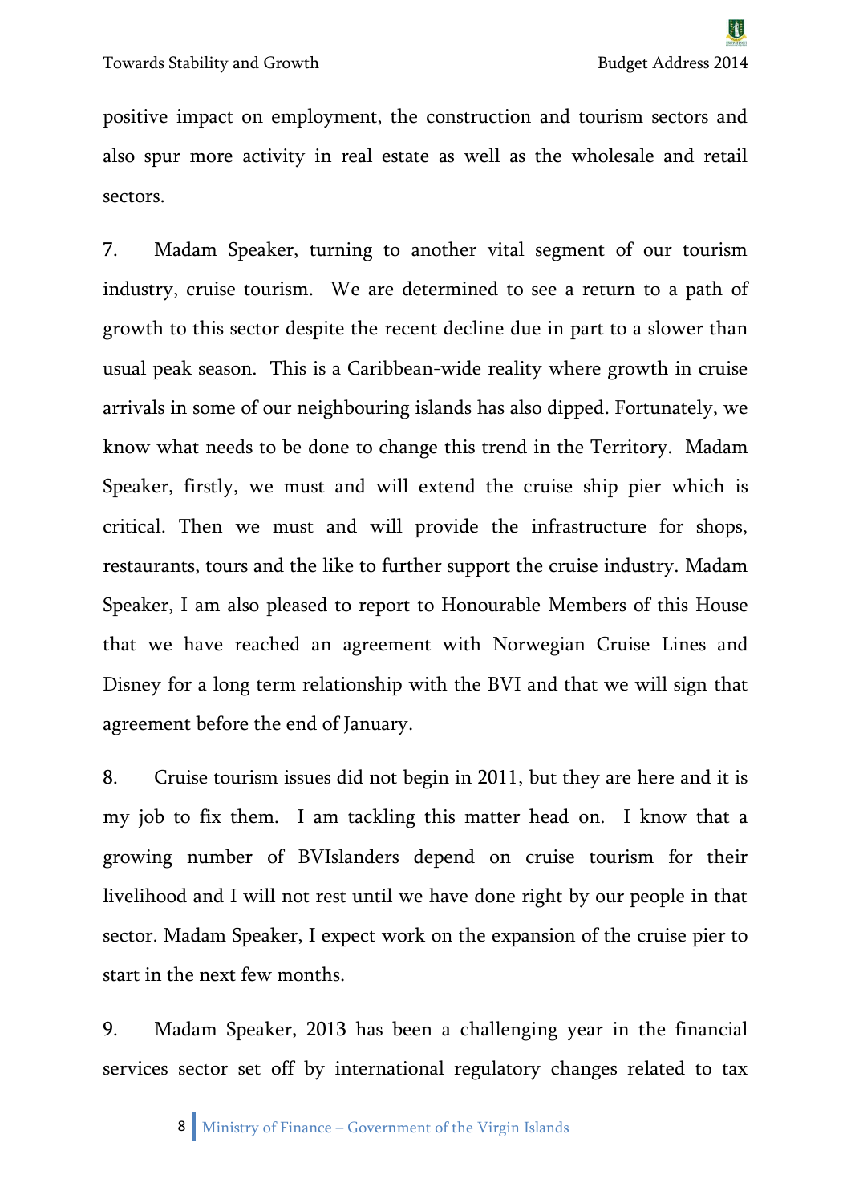positive impact on employment, the construction and tourism sectors and also spur more activity in real estate as well as the wholesale and retail sectors.

7. Madam Speaker, turning to another vital segment of our tourism industry, cruise tourism. We are determined to see a return to a path of growth to this sector despite the recent decline due in part to a slower than usual peak season. This is a Caribbean-wide reality where growth in cruise arrivals in some of our neighbouring islands has also dipped. Fortunately, we know what needs to be done to change this trend in the Territory. Madam Speaker, firstly, we must and will extend the cruise ship pier which is critical. Then we must and will provide the infrastructure for shops, restaurants, tours and the like to further support the cruise industry. Madam Speaker, I am also pleased to report to Honourable Members of this House that we have reached an agreement with Norwegian Cruise Lines and Disney for a long term relationship with the BVI and that we will sign that agreement before the end of January.

8. Cruise tourism issues did not begin in 2011, but they are here and it is my job to fix them. I am tackling this matter head on. I know that a growing number of BVIslanders depend on cruise tourism for their livelihood and I will not rest until we have done right by our people in that sector. Madam Speaker, I expect work on the expansion of the cruise pier to start in the next few months.

9. Madam Speaker, 2013 has been a challenging year in the financial services sector set off by international regulatory changes related to tax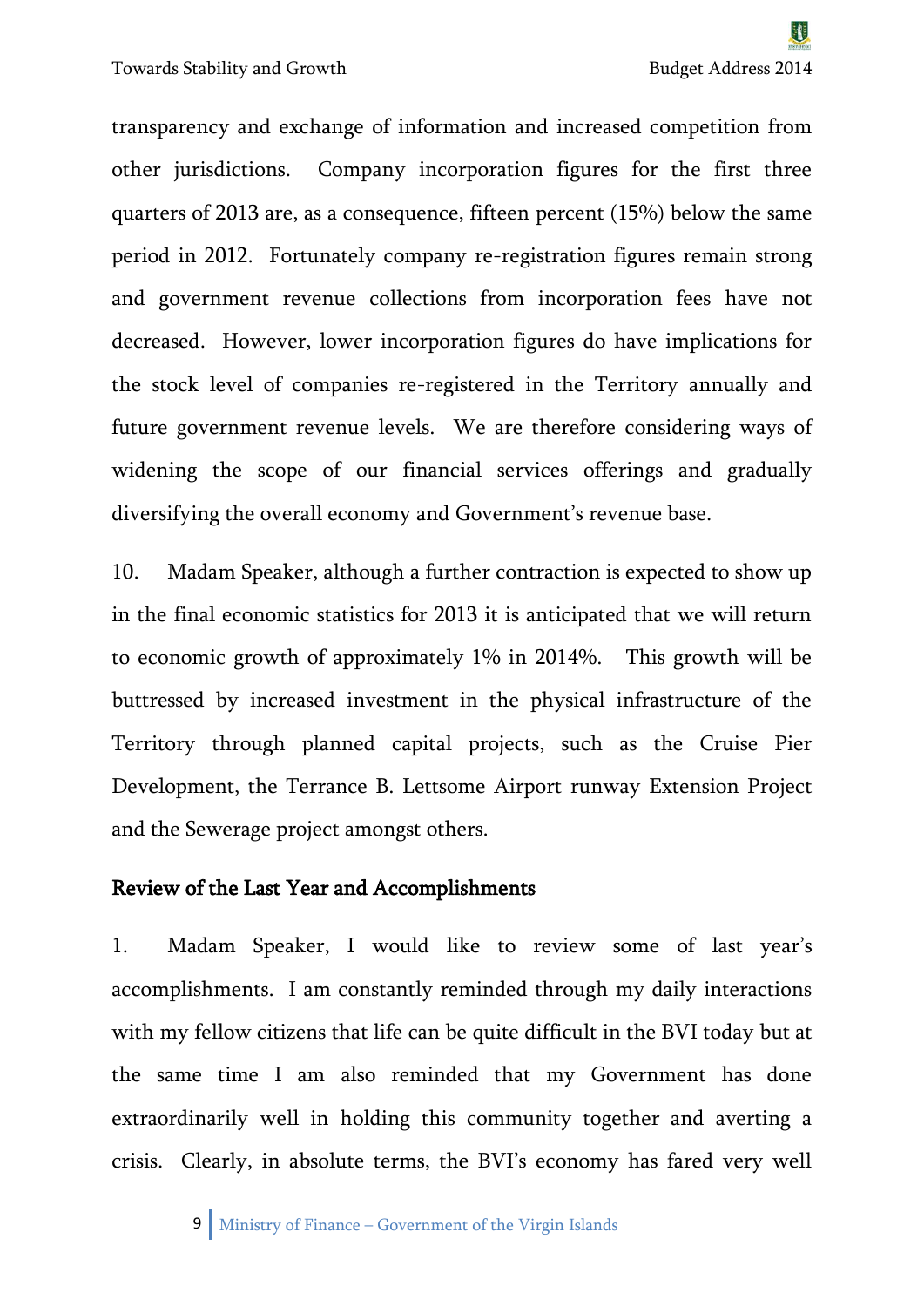transparency and exchange of information and increased competition from other jurisdictions. Company incorporation figures for the first three quarters of 2013 are, as a consequence, fifteen percent (15%) below the same period in 2012. Fortunately company re-registration figures remain strong and government revenue collections from incorporation fees have not decreased. However, lower incorporation figures do have implications for the stock level of companies re-registered in the Territory annually and future government revenue levels. We are therefore considering ways of widening the scope of our financial services offerings and gradually diversifying the overall economy and Government's revenue base.

10. Madam Speaker, although a further contraction is expected to show up in the final economic statistics for 2013 it is anticipated that we will return to economic growth of approximately 1% in 2014%. This growth will be buttressed by increased investment in the physical infrastructure of the Territory through planned capital projects, such as the Cruise Pier Development, the Terrance B. Lettsome Airport runway Extension Project and the Sewerage project amongst others.

## Review of the Last Year and Accomplishments

1. Madam Speaker, I would like to review some of last year's accomplishments. I am constantly reminded through my daily interactions with my fellow citizens that life can be quite difficult in the BVI today but at the same time I am also reminded that my Government has done extraordinarily well in holding this community together and averting a crisis. Clearly, in absolute terms, the BVI's economy has fared very well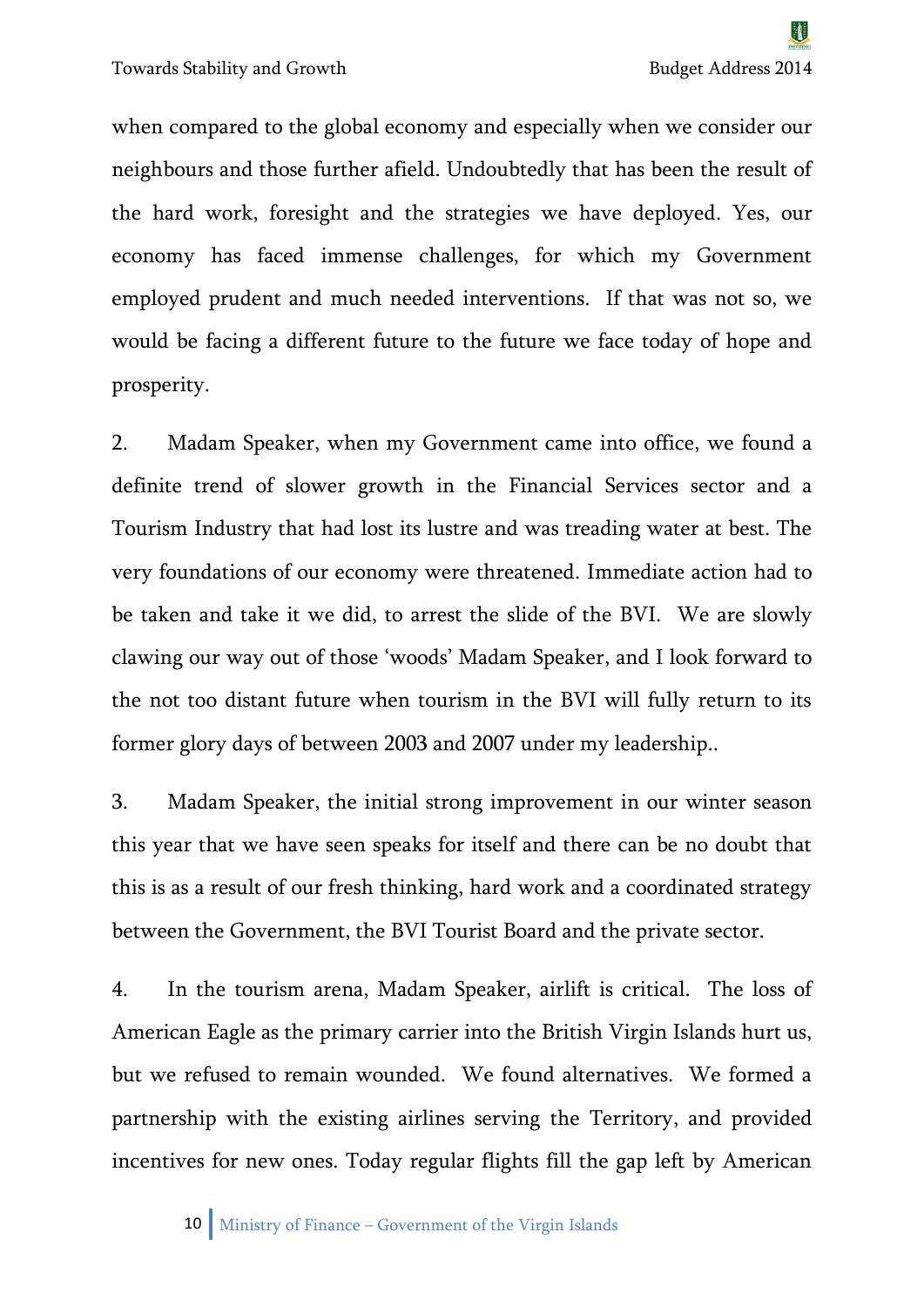when compared to the global economy and especially when we consider our neighbours and those further afield. Undoubtedly that has been the result of the hard work, foresight and the strategies we have deployed. Yes, our economy has faced immense challenges, for which my Government employed prudent and much needed interventions. If that was not so, we would be facing a different future to the future we face today of hope and prosperity.

2. Madam Speaker, when my Government came into office, we found a definite trend of slower growth in the Financial Services sector and a Tourism Industry that had lost its lustre and was treading water at best. The very foundations of our economy were threatened. Immediate action had to be taken and take it we did, to arrest the slide of the BVI. We are slowly clawing our way out of those 'woods' Madam Speaker, and I look forward to the not too distant future when tourism in the BVI will fully return to its former glory days of between 2003 and 2007 under my leadership..

3. Madam Speaker, the initial strong improvement in our winter season this year that we have seen speaks for itself and there can be no doubt that this is as a result of our fresh thinking, hard work and a coordinated strategy between the Government, the BVI Tourist Board and the private sector.

4. In the tourism arena, Madam Speaker, airlift is critical. The loss of American Eagle as the primary carrier into the British Virgin Islands hurt us, but we refused to remain wounded. We found alternatives. We formed a partnership with the existing airlines serving the Territory, and provided incentives for new ones. Today regular flights fill the gap left by American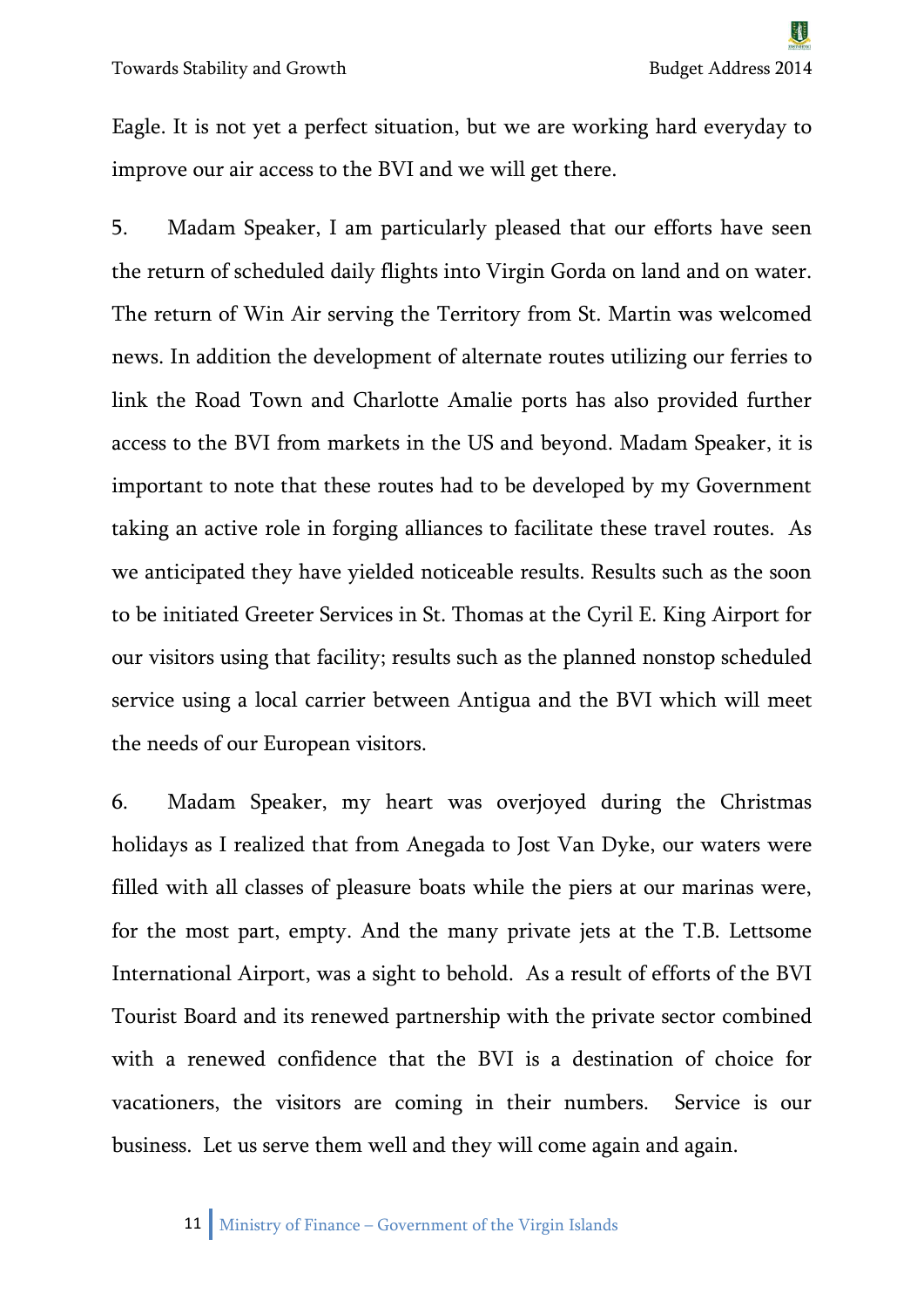Eagle. It is not yet a perfect situation, but we are working hard everyday to improve our air access to the BVI and we will get there.

5. Madam Speaker, I am particularly pleased that our efforts have seen the return of scheduled daily flights into Virgin Gorda on land and on water. The return of Win Air serving the Territory from St. Martin was welcomed news. In addition the development of alternate routes utilizing our ferries to link the Road Town and Charlotte Amalie ports has also provided further access to the BVI from markets in the US and beyond. Madam Speaker, it is important to note that these routes had to be developed by my Government taking an active role in forging alliances to facilitate these travel routes. As we anticipated they have yielded noticeable results. Results such as the soon to be initiated Greeter Services in St. Thomas at the Cyril E. King Airport for our visitors using that facility; results such as the planned nonstop scheduled service using a local carrier between Antigua and the BVI which will meet the needs of our European visitors.

6. Madam Speaker, my heart was overjoyed during the Christmas holidays as I realized that from Anegada to Jost Van Dyke, our waters were filled with all classes of pleasure boats while the piers at our marinas were, for the most part, empty. And the many private jets at the T.B. Lettsome International Airport, was a sight to behold. As a result of efforts of the BVI Tourist Board and its renewed partnership with the private sector combined with a renewed confidence that the BVI is a destination of choice for vacationers, the visitors are coming in their numbers. Service is our business. Let us serve them well and they will come again and again.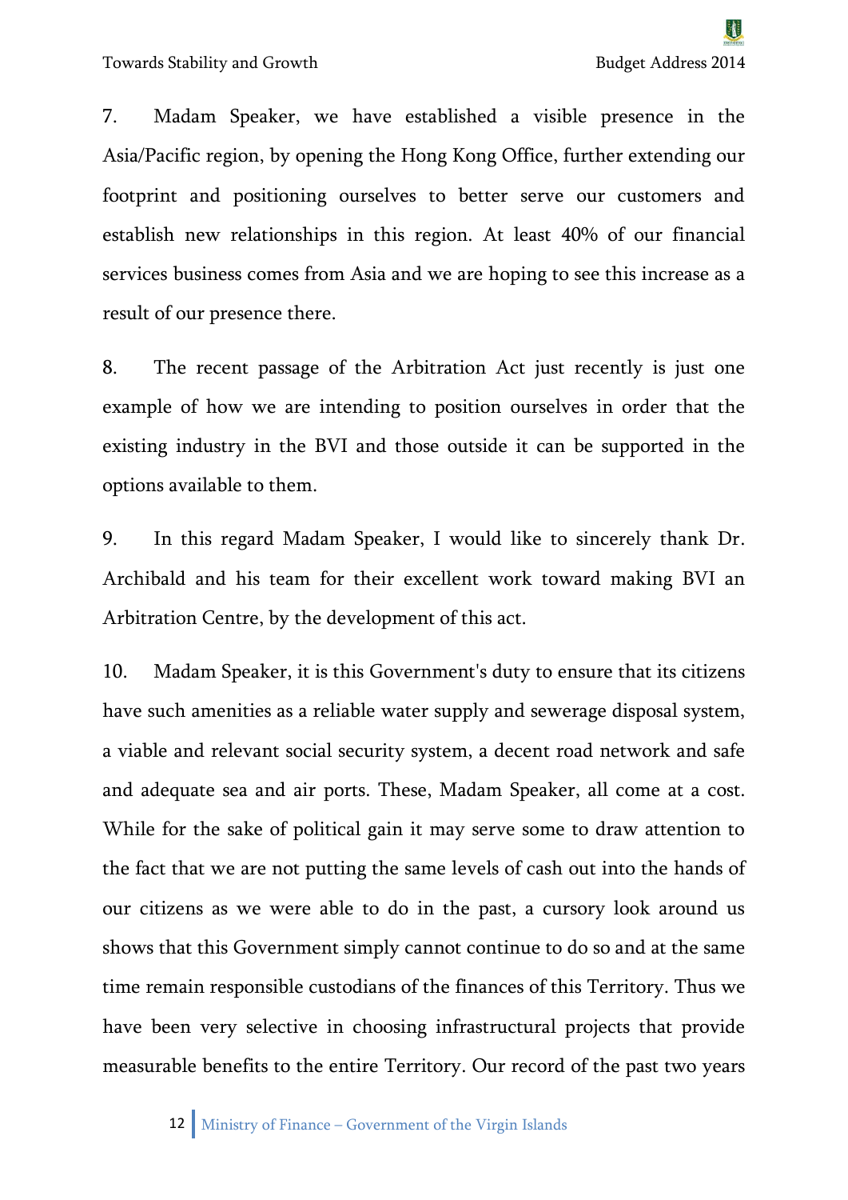7. Madam Speaker, we have established a visible presence in the Asia/Pacific region, by opening the Hong Kong Office, further extending our footprint and positioning ourselves to better serve our customers and establish new relationships in this region. At least 40% of our financial services business comes from Asia and we are hoping to see this increase as a result of our presence there.

8. The recent passage of the Arbitration Act just recently is just one example of how we are intending to position ourselves in order that the existing industry in the BVI and those outside it can be supported in the options available to them.

9. In this regard Madam Speaker, I would like to sincerely thank Dr. Archibald and his team for their excellent work toward making BVI an Arbitration Centre, by the development of this act.

10. Madam Speaker, it is this Government's duty to ensure that its citizens have such amenities as a reliable water supply and sewerage disposal system, a viable and relevant social security system, a decent road network and safe and adequate sea and air ports. These, Madam Speaker, all come at a cost. While for the sake of political gain it may serve some to draw attention to the fact that we are not putting the same levels of cash out into the hands of our citizens as we were able to do in the past, a cursory look around us shows that this Government simply cannot continue to do so and at the same time remain responsible custodians of the finances of this Territory. Thus we have been very selective in choosing infrastructural projects that provide measurable benefits to the entire Territory. Our record of the past two years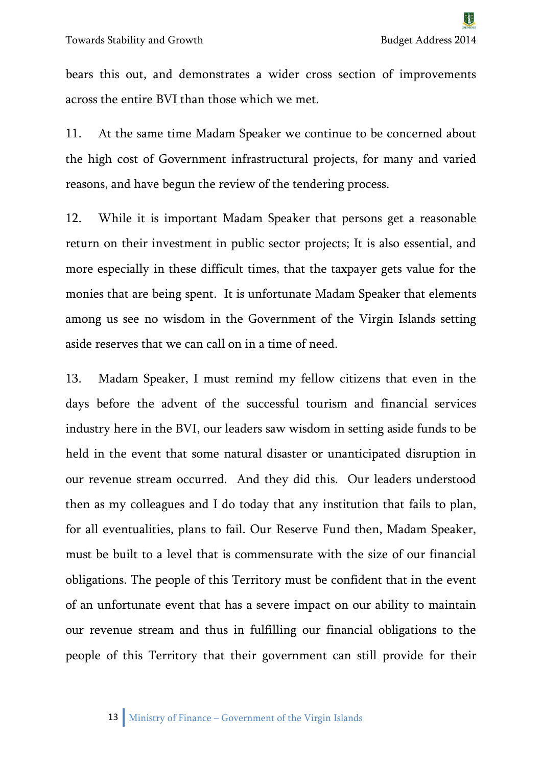bears this out, and demonstrates a wider cross section of improvements across the entire BVI than those which we met.

11. At the same time Madam Speaker we continue to be concerned about the high cost of Government infrastructural projects, for many and varied reasons, and have begun the review of the tendering process.

12. While it is important Madam Speaker that persons get a reasonable return on their investment in public sector projects; It is also essential, and more especially in these difficult times, that the taxpayer gets value for the monies that are being spent. It is unfortunate Madam Speaker that elements among us see no wisdom in the Government of the Virgin Islands setting aside reserves that we can call on in a time of need.

13. Madam Speaker, I must remind my fellow citizens that even in the days before the advent of the successful tourism and financial services industry here in the BVI, our leaders saw wisdom in setting aside funds to be held in the event that some natural disaster or unanticipated disruption in our revenue stream occurred. And they did this. Our leaders understood then as my colleagues and I do today that any institution that fails to plan, for all eventualities, plans to fail. Our Reserve Fund then, Madam Speaker, must be built to a level that is commensurate with the size of our financial obligations. The people of this Territory must be confident that in the event of an unfortunate event that has a severe impact on our ability to maintain our revenue stream and thus in fulfilling our financial obligations to the people of this Territory that their government can still provide for their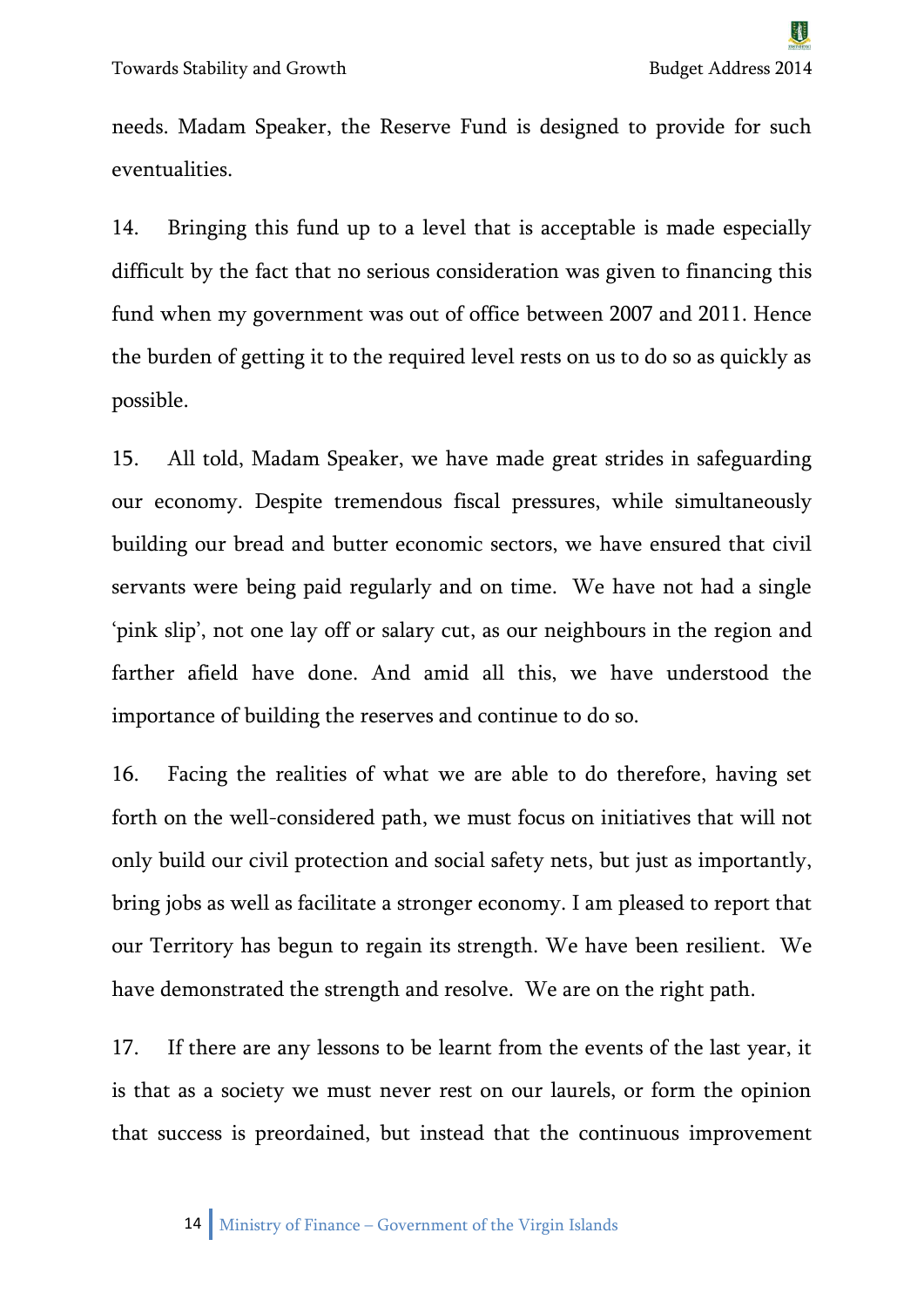needs. Madam Speaker, the Reserve Fund is designed to provide for such eventualities.

14. Bringing this fund up to a level that is acceptable is made especially difficult by the fact that no serious consideration was given to financing this fund when my government was out of office between 2007 and 2011. Hence the burden of getting it to the required level rests on us to do so as quickly as possible.

15. All told, Madam Speaker, we have made great strides in safeguarding our economy. Despite tremendous fiscal pressures, while simultaneously building our bread and butter economic sectors, we have ensured that civil servants were being paid regularly and on time. We have not had a single 'pink slip', not one lay off or salary cut, as our neighbours in the region and farther afield have done. And amid all this, we have understood the importance of building the reserves and continue to do so.

16. Facing the realities of what we are able to do therefore, having set forth on the well-considered path, we must focus on initiatives that will not only build our civil protection and social safety nets, but just as importantly, bring jobs as well as facilitate a stronger economy. I am pleased to report that our Territory has begun to regain its strength. We have been resilient. We have demonstrated the strength and resolve. We are on the right path.

17. If there are any lessons to be learnt from the events of the last year, it is that as a society we must never rest on our laurels, or form the opinion that success is preordained, but instead that the continuous improvement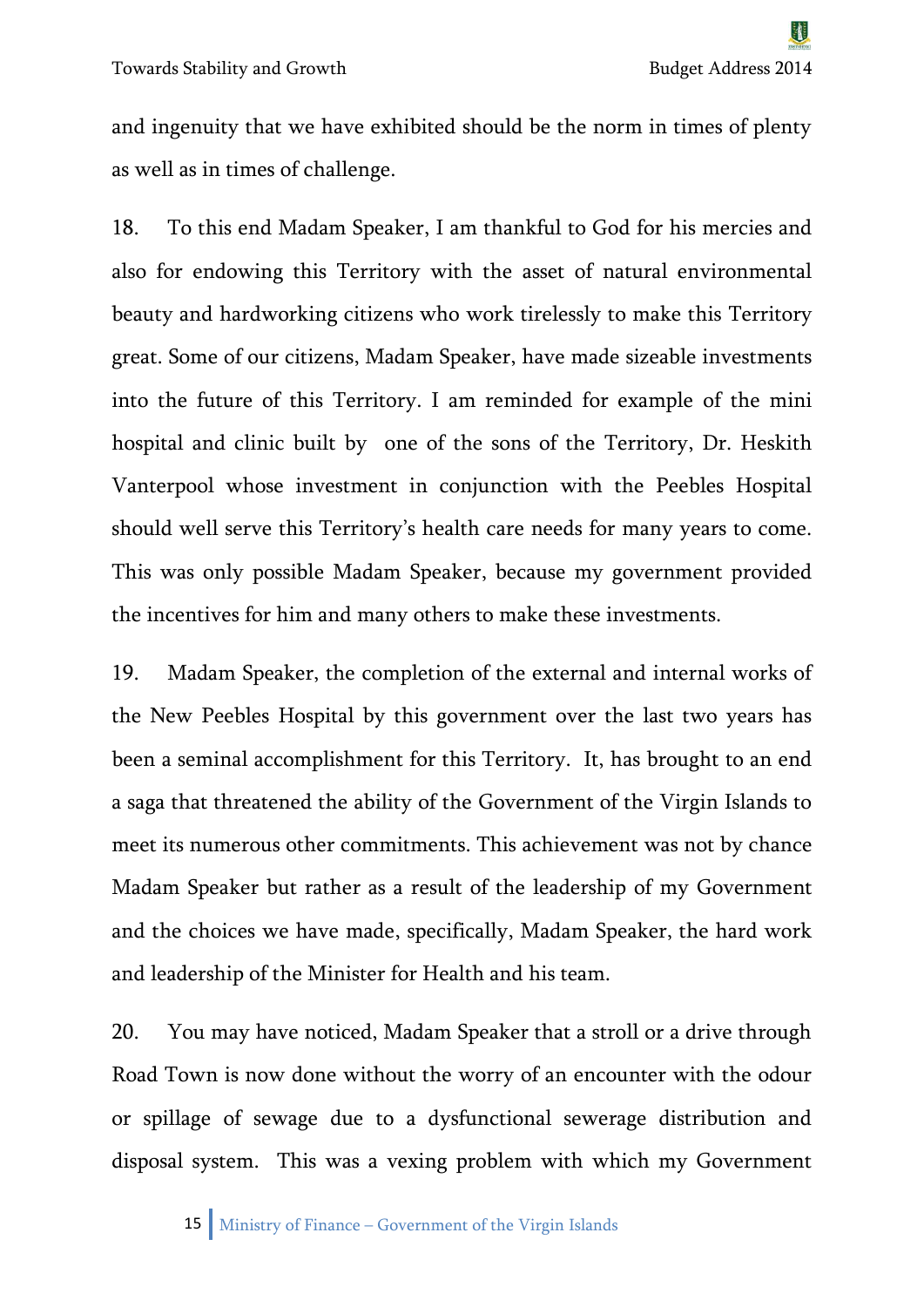and ingenuity that we have exhibited should be the norm in times of plenty as well as in times of challenge.

18. To this end Madam Speaker, I am thankful to God for his mercies and also for endowing this Territory with the asset of natural environmental beauty and hardworking citizens who work tirelessly to make this Territory great. Some of our citizens, Madam Speaker, have made sizeable investments into the future of this Territory. I am reminded for example of the mini hospital and clinic built by one of the sons of the Territory, Dr. Heskith Vanterpool whose investment in conjunction with the Peebles Hospital should well serve this Territory's health care needs for many years to come. This was only possible Madam Speaker, because my government provided the incentives for him and many others to make these investments.

19. Madam Speaker, the completion of the external and internal works of the New Peebles Hospital by this government over the last two years has been a seminal accomplishment for this Territory. It, has brought to an end a saga that threatened the ability of the Government of the Virgin Islands to meet its numerous other commitments. This achievement was not by chance Madam Speaker but rather as a result of the leadership of my Government and the choices we have made, specifically, Madam Speaker, the hard work and leadership of the Minister for Health and his team.

20. You may have noticed, Madam Speaker that a stroll or a drive through Road Town is now done without the worry of an encounter with the odour or spillage of sewage due to a dysfunctional sewerage distribution and disposal system. This was a vexing problem with which my Government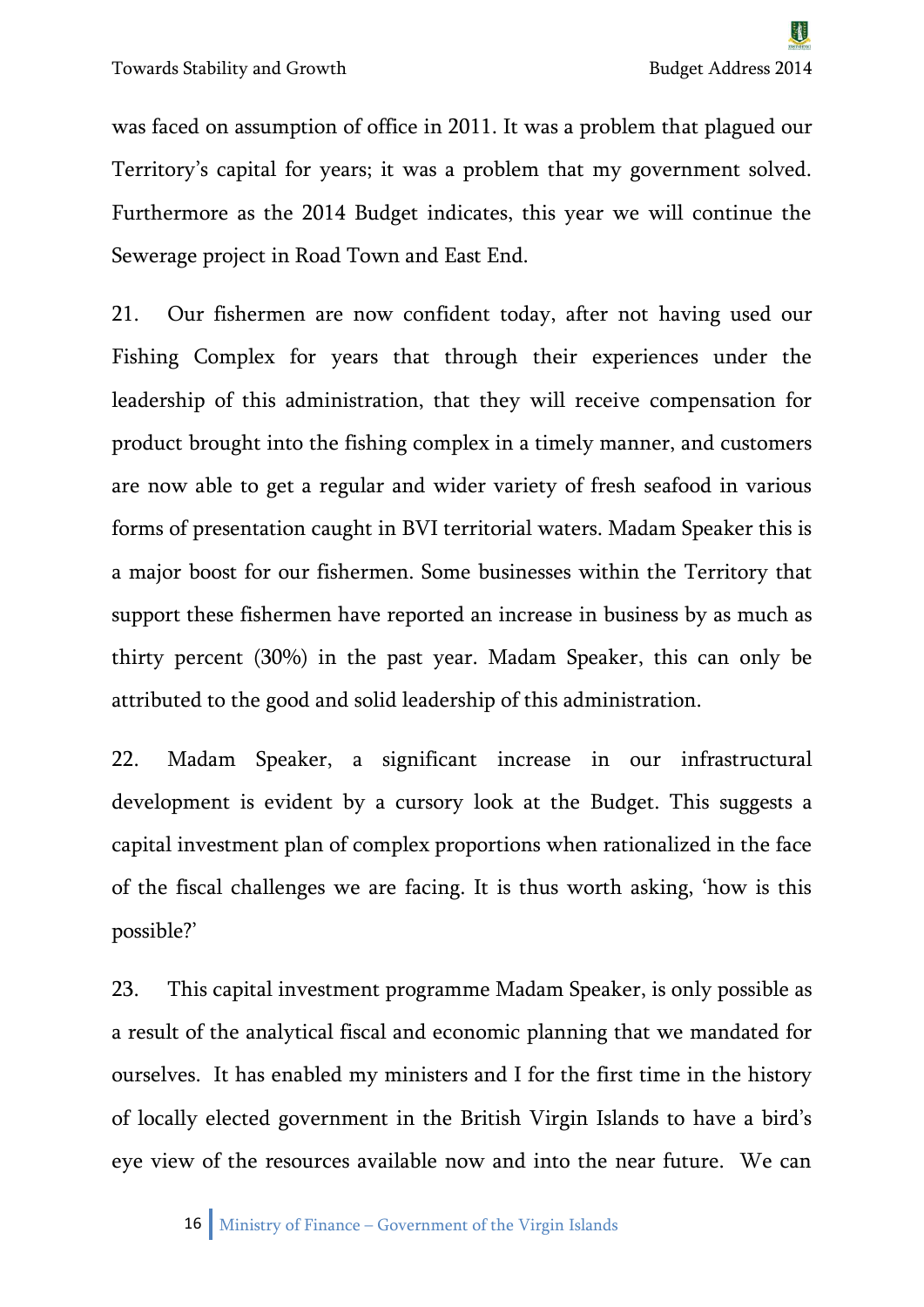was faced on assumption of office in 2011. It was a problem that plagued our Territory's capital for years; it was a problem that my government solved. Furthermore as the 2014 Budget indicates, this year we will continue the Sewerage project in Road Town and East End.

21. Our fishermen are now confident today, after not having used our Fishing Complex for years that through their experiences under the leadership of this administration, that they will receive compensation for product brought into the fishing complex in a timely manner, and customers are now able to get a regular and wider variety of fresh seafood in various forms of presentation caught in BVI territorial waters. Madam Speaker this is a major boost for our fishermen. Some businesses within the Territory that support these fishermen have reported an increase in business by as much as thirty percent (30%) in the past year. Madam Speaker, this can only be attributed to the good and solid leadership of this administration.

22. Madam Speaker, a significant increase in our infrastructural development is evident by a cursory look at the Budget. This suggests a capital investment plan of complex proportions when rationalized in the face of the fiscal challenges we are facing. It is thus worth asking, 'how is this possible?'

23. This capital investment programme Madam Speaker, is only possible as a result of the analytical fiscal and economic planning that we mandated for ourselves. It has enabled my ministers and I for the first time in the history of locally elected government in the British Virgin Islands to have a bird's eye view of the resources available now and into the near future. We can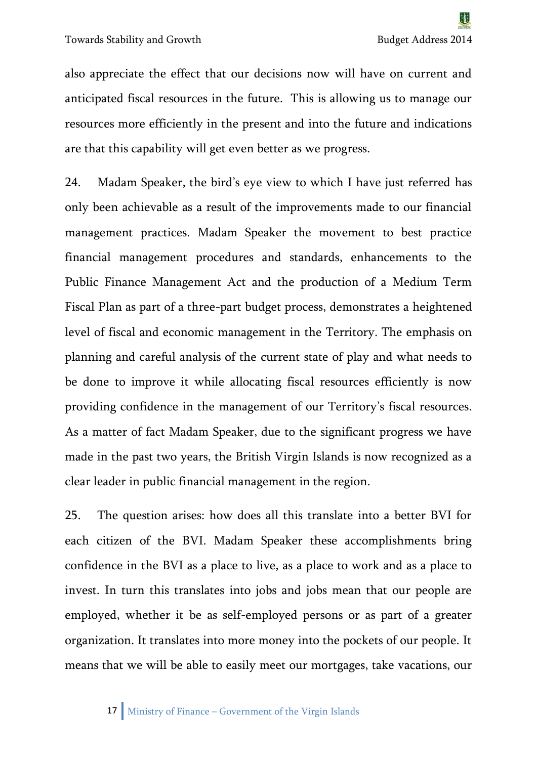also appreciate the effect that our decisions now will have on current and anticipated fiscal resources in the future. This is allowing us to manage our resources more efficiently in the present and into the future and indications are that this capability will get even better as we progress.

24. Madam Speaker, the bird's eye view to which I have just referred has only been achievable as a result of the improvements made to our financial management practices. Madam Speaker the movement to best practice financial management procedures and standards, enhancements to the Public Finance Management Act and the production of a Medium Term Fiscal Plan as part of a three-part budget process, demonstrates a heightened level of fiscal and economic management in the Territory. The emphasis on planning and careful analysis of the current state of play and what needs to be done to improve it while allocating fiscal resources efficiently is now providing confidence in the management of our Territory's fiscal resources. As a matter of fact Madam Speaker, due to the significant progress we have made in the past two years, the British Virgin Islands is now recognized as a clear leader in public financial management in the region.

25. The question arises: how does all this translate into a better BVI for each citizen of the BVI. Madam Speaker these accomplishments bring confidence in the BVI as a place to live, as a place to work and as a place to invest. In turn this translates into jobs and jobs mean that our people are employed, whether it be as self-employed persons or as part of a greater organization. It translates into more money into the pockets of our people. It means that we will be able to easily meet our mortgages, take vacations, our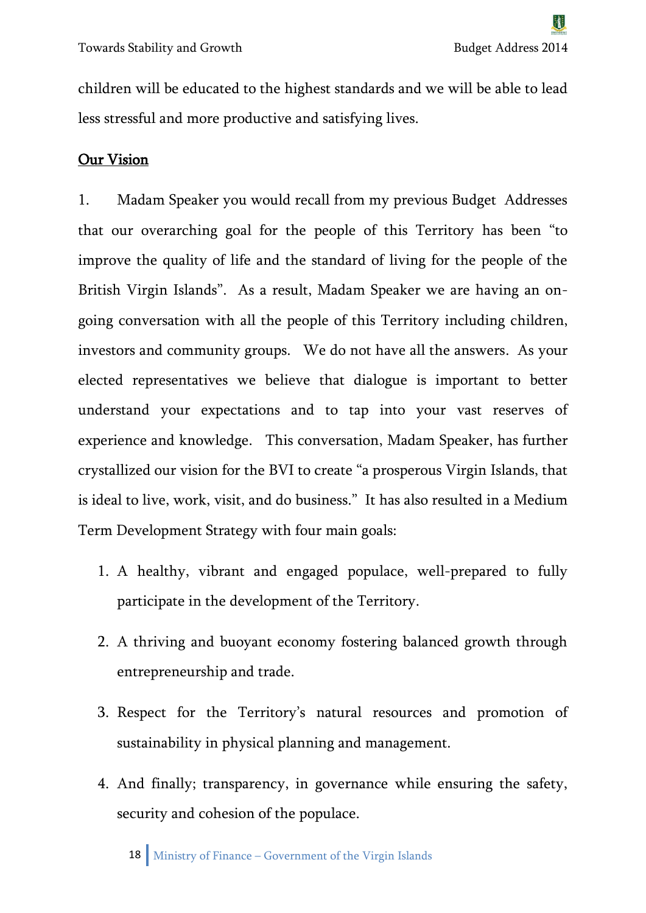children will be educated to the highest standards and we will be able to lead less stressful and more productive and satisfying lives.

## Our Vision

1. Madam Speaker you would recall from my previous Budget Addresses that our overarching goal for the people of this Territory has been "to improve the quality of life and the standard of living for the people of the British Virgin Islands". As a result, Madam Speaker we are having an on-going conversation with all the people of this Territory including children, investors and community groups. We do not have all the answers. As your elected representatives we believe that dialogue is important to better understand your expectations and to tap into your vast reserves of experience and knowledge. This conversation, Madam Speaker, has further crystallized our vision for the BVI to create "a prosperous Virgin Islands, that is ideal to live, work, visit, and do business." It has also resulted in a Medium Term Development Strategy with four main goals:

1. A healthy, vibrant and engaged populace, well-prepared to fully participate in the development of the Territory.
2. A thriving and buoyant economy fostering balanced growth through entrepreneurship and trade.
3. Respect for the Territory's natural resources and promotion of sustainability in physical planning and management.
4. And finally; transparency, in governance while ensuring the safety, security and cohesion of the populace.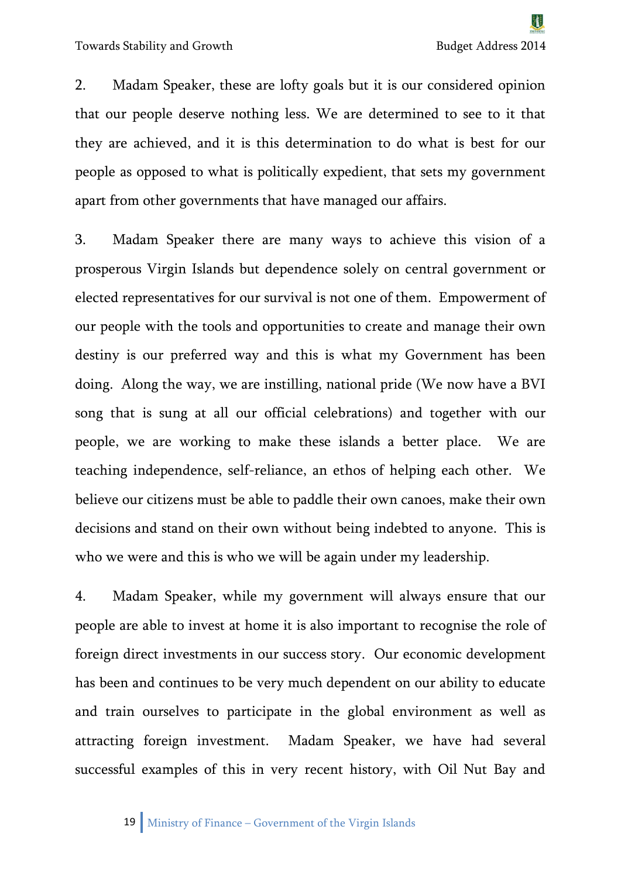2. Madam Speaker, these are lofty goals but it is our considered opinion that our people deserve nothing less. We are determined to see to it that they are achieved, and it is this determination to do what is best for our people as opposed to what is politically expedient, that sets my government apart from other governments that have managed our affairs.

3. Madam Speaker there are many ways to achieve this vision of a prosperous Virgin Islands but dependence solely on central government or elected representatives for our survival is not one of them. Empowerment of our people with the tools and opportunities to create and manage their own destiny is our preferred way and this is what my Government has been doing. Along the way, we are instilling, national pride (We now have a BVI song that is sung at all our official celebrations) and together with our people, we are working to make these islands a better place. We are teaching independence, self-reliance, an ethos of helping each other. We believe our citizens must be able to paddle their own canoes, make their own decisions and stand on their own without being indebted to anyone. This is who we were and this is who we will be again under my leadership.

4. Madam Speaker, while my government will always ensure that our people are able to invest at home it is also important to recognise the role of foreign direct investments in our success story. Our economic development has been and continues to be very much dependent on our ability to educate and train ourselves to participate in the global environment as well as attracting foreign investment. Madam Speaker, we have had several successful examples of this in very recent history, with Oil Nut Bay and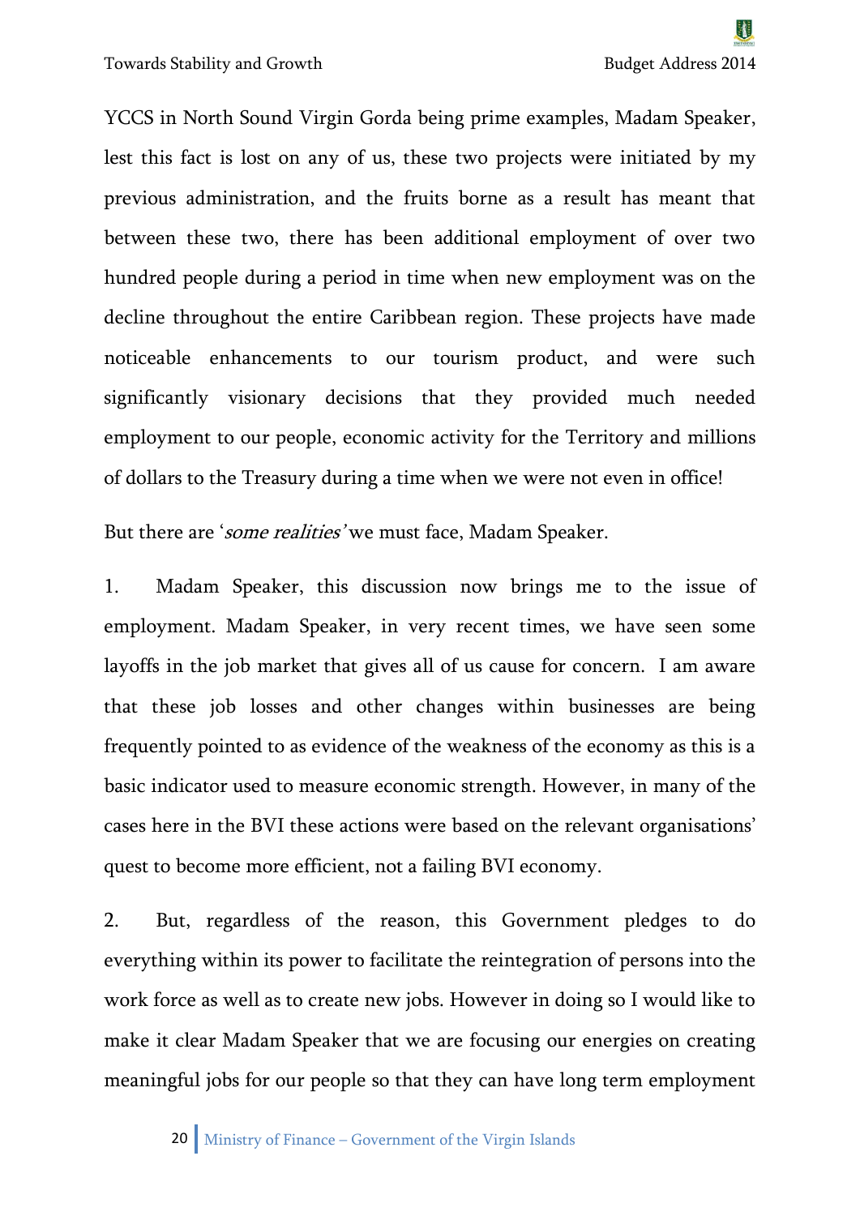YCCS in North Sound Virgin Gorda being prime examples, Madam Speaker, lest this fact is lost on any of us, these two projects were initiated by my previous administration, and the fruits borne as a result has meant that between these two, there has been additional employment of over two hundred people during a period in time when new employment was on the decline throughout the entire Caribbean region. These projects have made noticeable enhancements to our tourism product, and were such significantly visionary decisions that they provided much needed employment to our people, economic activity for the Territory and millions of dollars to the Treasury during a time when we were not even in office!

But there are '*some realities*' we must face, Madam Speaker.

1. Madam Speaker, this discussion now brings me to the issue of employment. Madam Speaker, in very recent times, we have seen some layoffs in the job market that gives all of us cause for concern. I am aware that these job losses and other changes within businesses are being frequently pointed to as evidence of the weakness of the economy as this is a basic indicator used to measure economic strength. However, in many of the cases here in the BVI these actions were based on the relevant organisations' quest to become more efficient, not a failing BVI economy.

2. But, regardless of the reason, this Government pledges to do everything within its power to facilitate the reintegration of persons into the work force as well as to create new jobs. However in doing so I would like to make it clear Madam Speaker that we are focusing our energies on creating meaningful jobs for our people so that they can have long term employment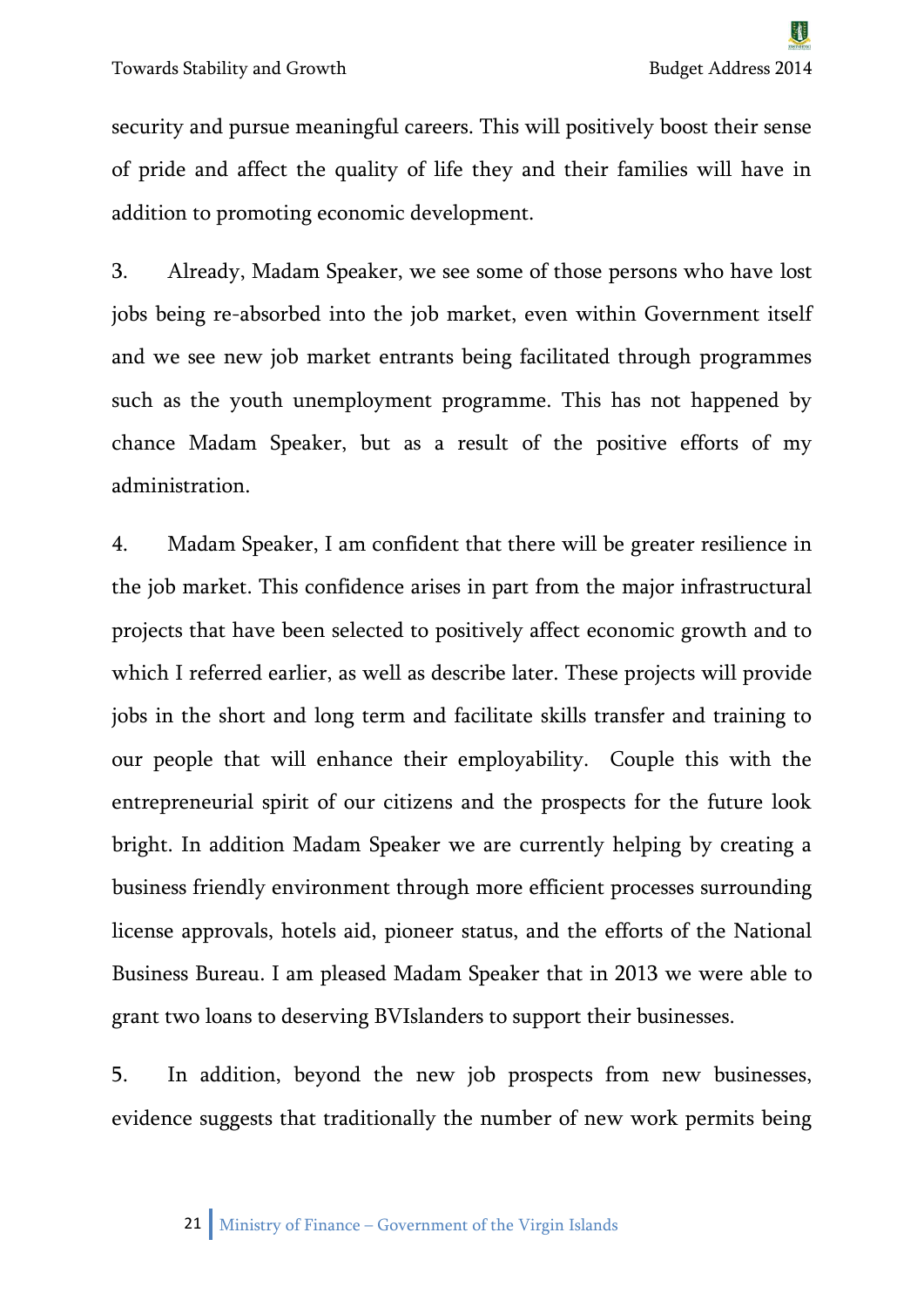security and pursue meaningful careers. This will positively boost their sense of pride and affect the quality of life they and their families will have in addition to promoting economic development.

3. Already, Madam Speaker, we see some of those persons who have lost jobs being re-absorbed into the job market, even within Government itself and we see new job market entrants being facilitated through programmes such as the youth unemployment programme. This has not happened by chance Madam Speaker, but as a result of the positive efforts of my administration.

4. Madam Speaker, I am confident that there will be greater resilience in the job market. This confidence arises in part from the major infrastructural projects that have been selected to positively affect economic growth and to which I referred earlier, as well as describe later. These projects will provide jobs in the short and long term and facilitate skills transfer and training to our people that will enhance their employability. Couple this with the entrepreneurial spirit of our citizens and the prospects for the future look bright. In addition Madam Speaker we are currently helping by creating a business friendly environment through more efficient processes surrounding license approvals, hotels aid, pioneer status, and the efforts of the National Business Bureau. I am pleased Madam Speaker that in 2013 we were able to grant two loans to deserving BVIslanders to support their businesses.

5. In addition, beyond the new job prospects from new businesses, evidence suggests that traditionally the number of new work permits being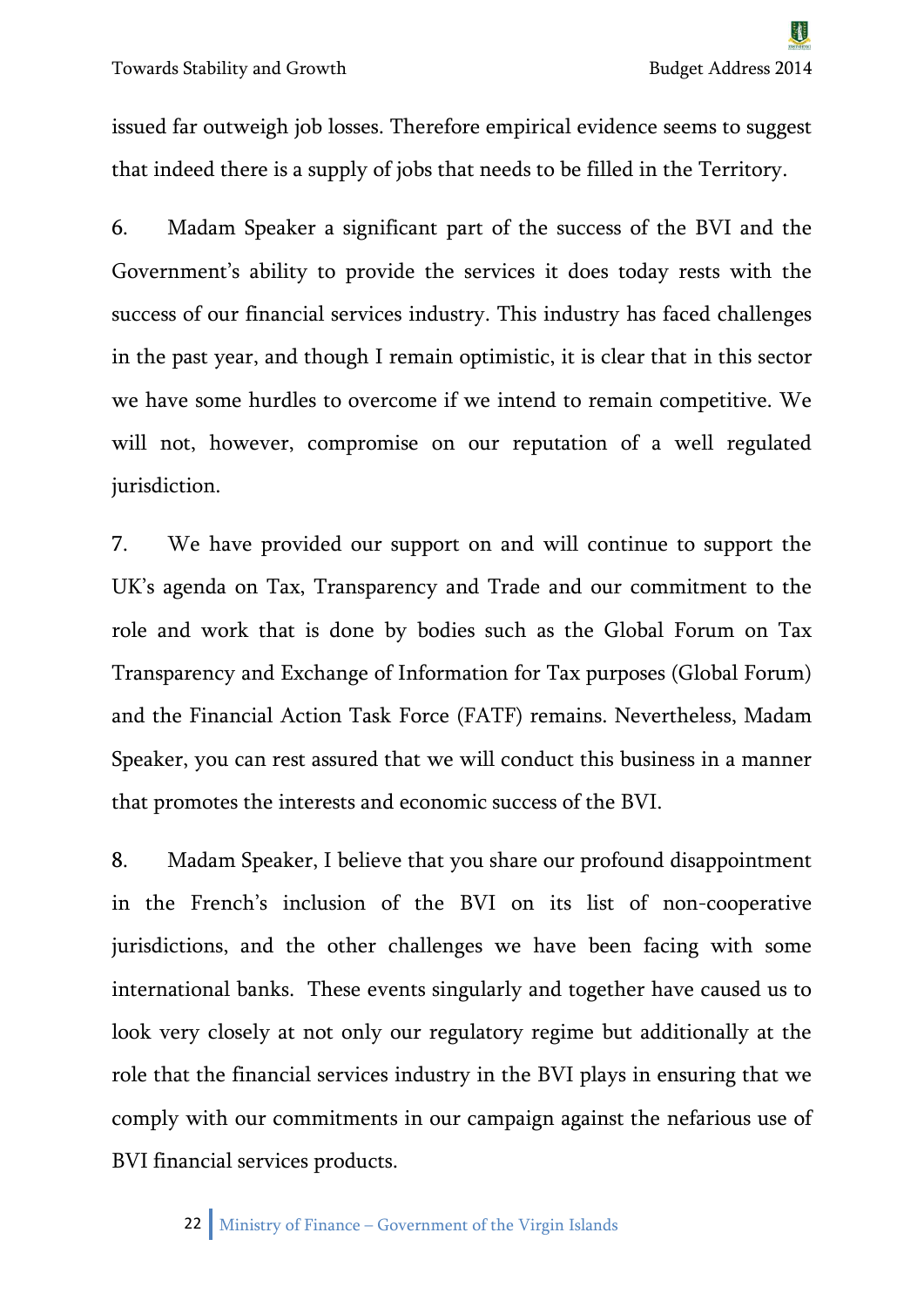issued far outweigh job losses. Therefore empirical evidence seems to suggest that indeed there is a supply of jobs that needs to be filled in the Territory.

6. Madam Speaker a significant part of the success of the BVI and the Government's ability to provide the services it does today rests with the success of our financial services industry. This industry has faced challenges in the past year, and though I remain optimistic, it is clear that in this sector we have some hurdles to overcome if we intend to remain competitive. We will not, however, compromise on our reputation of a well regulated jurisdiction.

7. We have provided our support on and will continue to support the UK's agenda on Tax, Transparency and Trade and our commitment to the role and work that is done by bodies such as the Global Forum on Tax Transparency and Exchange of Information for Tax purposes (Global Forum) and the Financial Action Task Force (FATF) remains. Nevertheless, Madam Speaker, you can rest assured that we will conduct this business in a manner that promotes the interests and economic success of the BVI.

8. Madam Speaker, I believe that you share our profound disappointment in the French's inclusion of the BVI on its list of non-cooperative jurisdictions, and the other challenges we have been facing with some international banks. These events singularly and together have caused us to look very closely at not only our regulatory regime but additionally at the role that the financial services industry in the BVI plays in ensuring that we comply with our commitments in our campaign against the nefarious use of BVI financial services products.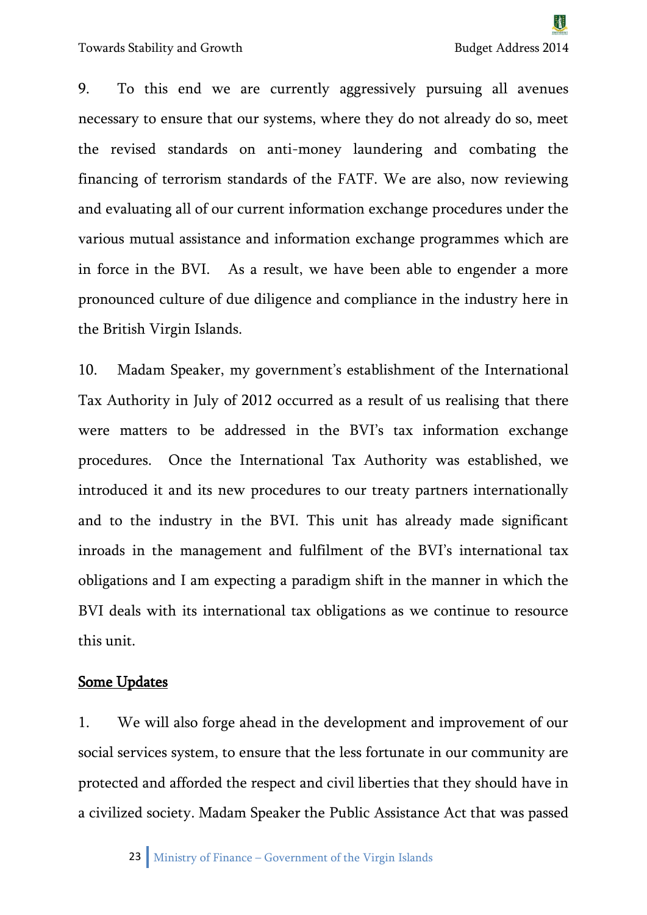9. To this end we are currently aggressively pursuing all avenues necessary to ensure that our systems, where they do not already do so, meet the revised standards on anti-money laundering and combating the financing of terrorism standards of the FATF. We are also, now reviewing and evaluating all of our current information exchange procedures under the various mutual assistance and information exchange programmes which are in force in the BVI. As a result, we have been able to engender a more pronounced culture of due diligence and compliance in the industry here in the British Virgin Islands.

10. Madam Speaker, my government's establishment of the International Tax Authority in July of 2012 occurred as a result of us realising that there were matters to be addressed in the BVI's tax information exchange procedures. Once the International Tax Authority was established, we introduced it and its new procedures to our treaty partners internationally and to the industry in the BVI. This unit has already made significant inroads in the management and fulfilment of the BVI's international tax obligations and I am expecting a paradigm shift in the manner in which the BVI deals with its international tax obligations as we continue to resource this unit.

## Some Updates

1. We will also forge ahead in the development and improvement of our social services system, to ensure that the less fortunate in our community are protected and afforded the respect and civil liberties that they should have in a civilized society. Madam Speaker the Public Assistance Act that was passed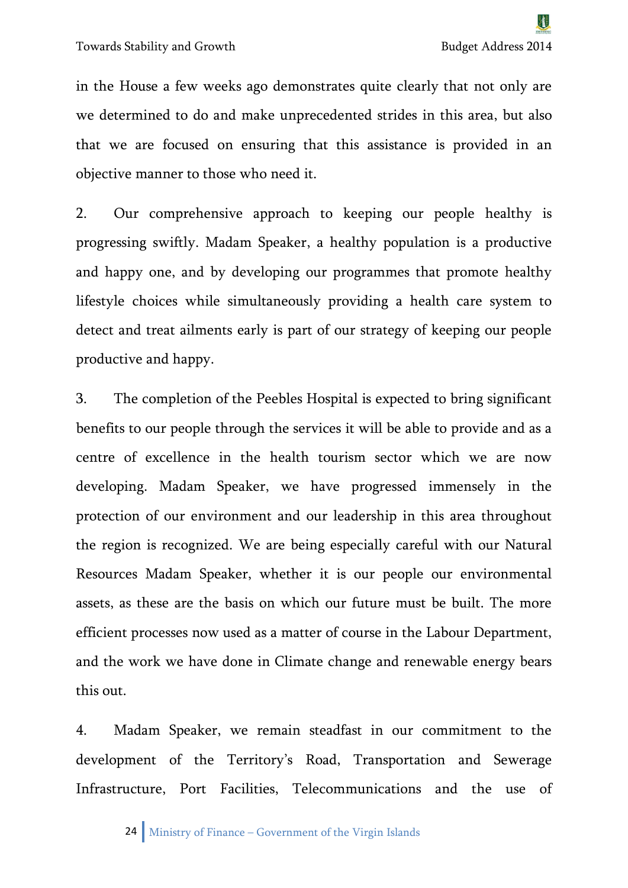in the House a few weeks ago demonstrates quite clearly that not only are we determined to do and make unprecedented strides in this area, but also that we are focused on ensuring that this assistance is provided in an objective manner to those who need it.

2. Our comprehensive approach to keeping our people healthy is progressing swiftly. Madam Speaker, a healthy population is a productive and happy one, and by developing our programmes that promote healthy lifestyle choices while simultaneously providing a health care system to detect and treat ailments early is part of our strategy of keeping our people productive and happy.

3. The completion of the Peebles Hospital is expected to bring significant benefits to our people through the services it will be able to provide and as a centre of excellence in the health tourism sector which we are now developing. Madam Speaker, we have progressed immensely in the protection of our environment and our leadership in this area throughout the region is recognized. We are being especially careful with our Natural Resources Madam Speaker, whether it is our people our environmental assets, as these are the basis on which our future must be built. The more efficient processes now used as a matter of course in the Labour Department, and the work we have done in Climate change and renewable energy bears this out.

4. Madam Speaker, we remain steadfast in our commitment to the development of the Territory's Road, Transportation and Sewerage Infrastructure, Port Facilities, Telecommunications and the use of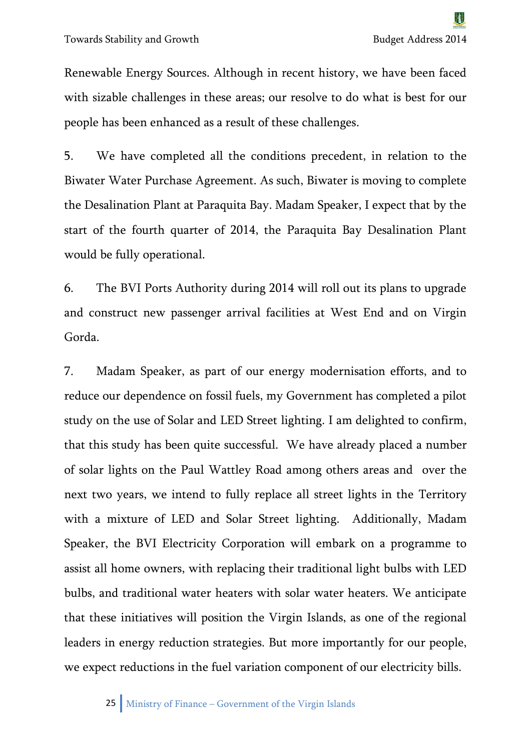Renewable Energy Sources. Although in recent history, we have been faced with sizable challenges in these areas; our resolve to do what is best for our people has been enhanced as a result of these challenges.

5. We have completed all the conditions precedent, in relation to the Biwater Water Purchase Agreement. As such, Biwater is moving to complete the Desalination Plant at Paraquita Bay. Madam Speaker, I expect that by the start of the fourth quarter of 2014, the Paraquita Bay Desalination Plant would be fully operational.

6. The BVI Ports Authority during 2014 will roll out its plans to upgrade and construct new passenger arrival facilities at West End and on Virgin Gorda.

7. Madam Speaker, as part of our energy modernisation efforts, and to reduce our dependence on fossil fuels, my Government has completed a pilot study on the use of Solar and LED Street lighting. I am delighted to confirm, that this study has been quite successful. We have already placed a number of solar lights on the Paul Wattley Road among others areas and over the next two years, we intend to fully replace all street lights in the Territory with a mixture of LED and Solar Street lighting. Additionally, Madam Speaker, the BVI Electricity Corporation will embark on a programme to assist all home owners, with replacing their traditional light bulbs with LED bulbs, and traditional water heaters with solar water heaters. We anticipate that these initiatives will position the Virgin Islands, as one of the regional leaders in energy reduction strategies. But more importantly for our people, we expect reductions in the fuel variation component of our electricity bills.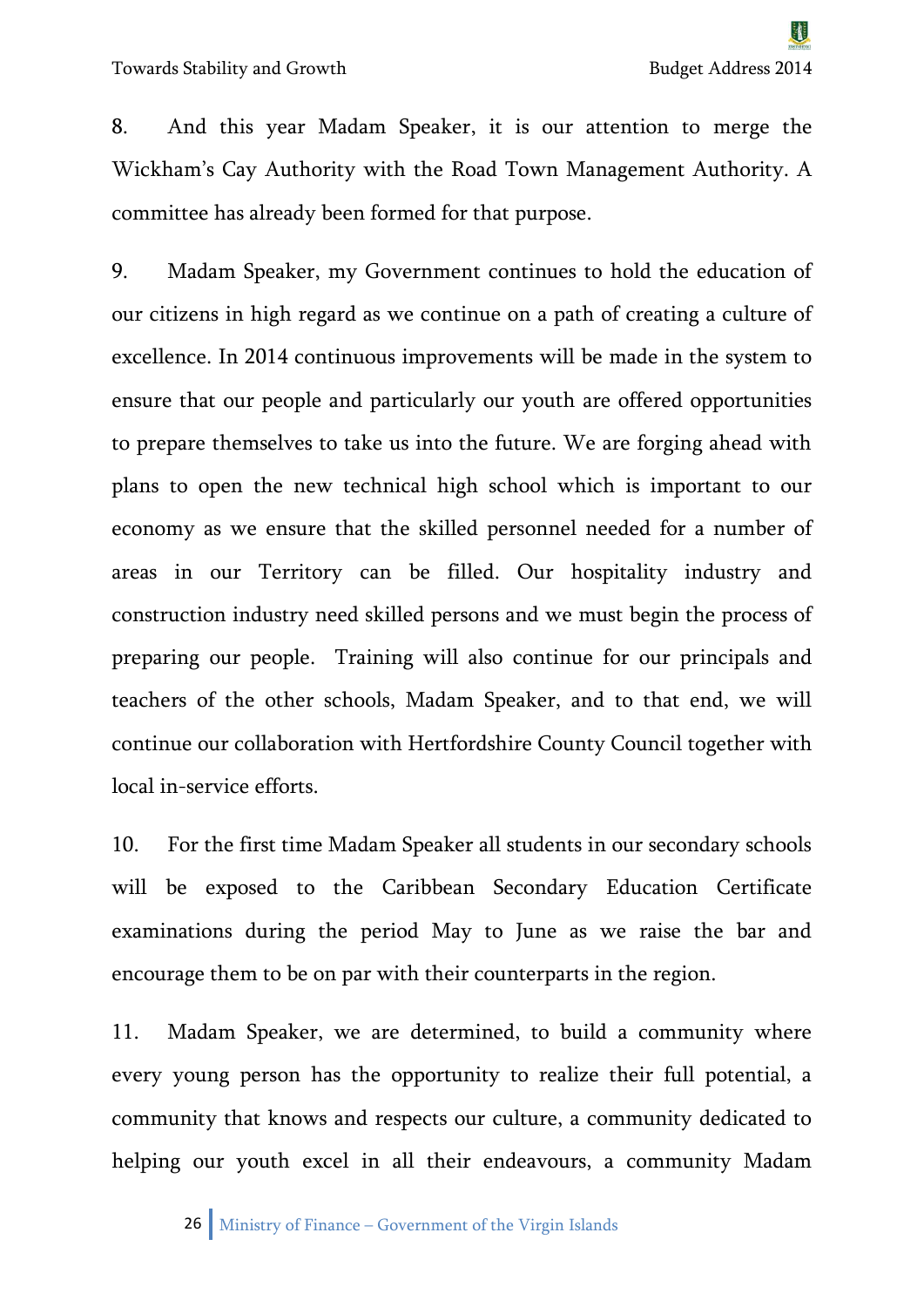8. And this year Madam Speaker, it is our attention to merge the Wickham's Cay Authority with the Road Town Management Authority. A committee has already been formed for that purpose.

9. Madam Speaker, my Government continues to hold the education of our citizens in high regard as we continue on a path of creating a culture of excellence. In 2014 continuous improvements will be made in the system to ensure that our people and particularly our youth are offered opportunities to prepare themselves to take us into the future. We are forging ahead with plans to open the new technical high school which is important to our economy as we ensure that the skilled personnel needed for a number of areas in our Territory can be filled. Our hospitality industry and construction industry need skilled persons and we must begin the process of preparing our people. Training will also continue for our principals and teachers of the other schools, Madam Speaker, and to that end, we will continue our collaboration with Hertfordshire County Council together with local in-service efforts.

10. For the first time Madam Speaker all students in our secondary schools will be exposed to the Caribbean Secondary Education Certificate examinations during the period May to June as we raise the bar and encourage them to be on par with their counterparts in the region.

11. Madam Speaker, we are determined, to build a community where every young person has the opportunity to realize their full potential, a community that knows and respects our culture, a community dedicated to helping our youth excel in all their endeavours, a community Madam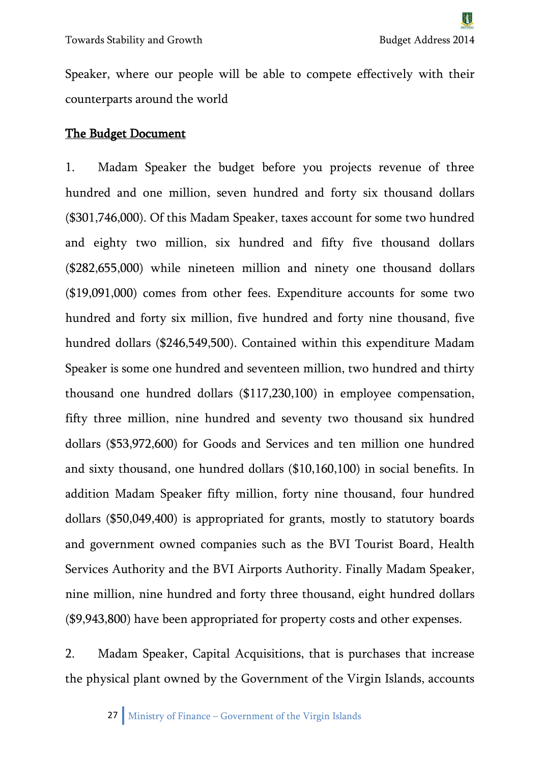Speaker, where our people will be able to compete effectively with their counterparts around the world

## The Budget Document

1. Madam Speaker the budget before you projects revenue of three hundred and one million, seven hundred and forty six thousand dollars ($301,746,000). Of this Madam Speaker, taxes account for some two hundred and eighty two million, six hundred and fifty five thousand dollars ($282,655,000) while nineteen million and ninety one thousand dollars ($19,091,000) comes from other fees. Expenditure accounts for some two hundred and forty six million, five hundred and forty nine thousand, five hundred dollars ($246,549,500). Contained within this expenditure Madam Speaker is some one hundred and seventeen million, two hundred and thirty thousand one hundred dollars ($117,230,100) in employee compensation, fifty three million, nine hundred and seventy two thousand six hundred dollars ($53,972,600) for Goods and Services and ten million one hundred and sixty thousand, one hundred dollars ($10,160,100) in social benefits. In addition Madam Speaker fifty million, forty nine thousand, four hundred dollars ($50,049,400) is appropriated for grants, mostly to statutory boards and government owned companies such as the BVI Tourist Board, Health Services Authority and the BVI Airports Authority. Finally Madam Speaker, nine million, nine hundred and forty three thousand, eight hundred dollars ($9,943,800) have been appropriated for property costs and other expenses.

2. Madam Speaker, Capital Acquisitions, that is purchases that increase the physical plant owned by the Government of the Virgin Islands, accounts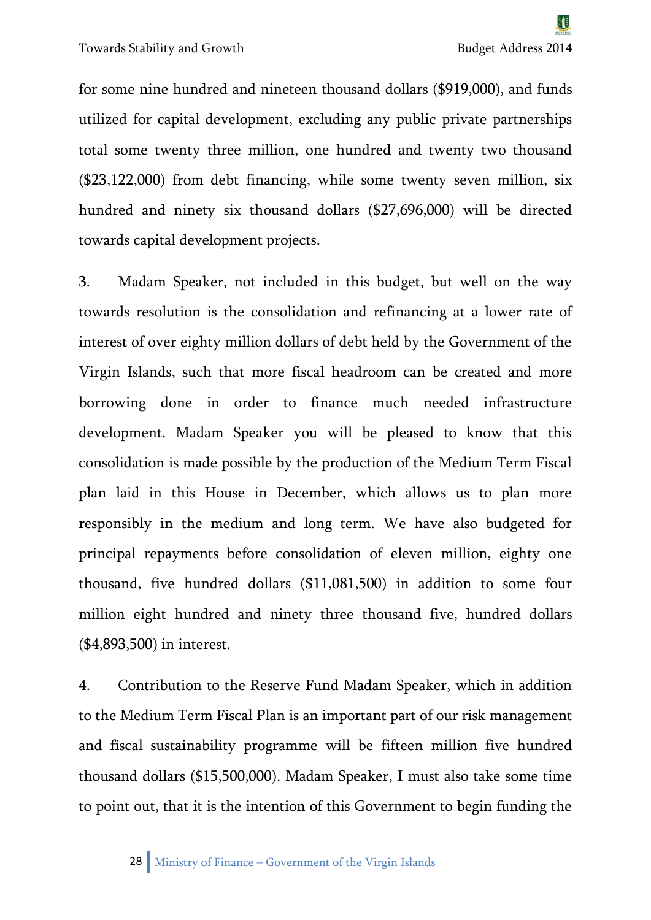for some nine hundred and nineteen thousand dollars ($919,000), and funds utilized for capital development, excluding any public private partnerships total some twenty three million, one hundred and twenty two thousand ($23,122,000) from debt financing, while some twenty seven million, six hundred and ninety six thousand dollars ($27,696,000) will be directed towards capital development projects.

3. Madam Speaker, not included in this budget, but well on the way towards resolution is the consolidation and refinancing at a lower rate of interest of over eighty million dollars of debt held by the Government of the Virgin Islands, such that more fiscal headroom can be created and more borrowing done in order to finance much needed infrastructure development. Madam Speaker you will be pleased to know that this consolidation is made possible by the production of the Medium Term Fiscal plan laid in this House in December, which allows us to plan more responsibly in the medium and long term. We have also budgeted for principal repayments before consolidation of eleven million, eighty one thousand, five hundred dollars ($11,081,500) in addition to some four million eight hundred and ninety three thousand five, hundred dollars ($4,893,500) in interest.

4. Contribution to the Reserve Fund Madam Speaker, which in addition to the Medium Term Fiscal Plan is an important part of our risk management and fiscal sustainability programme will be fifteen million five hundred thousand dollars ($15,500,000). Madam Speaker, I must also take some time to point out, that it is the intention of this Government to begin funding the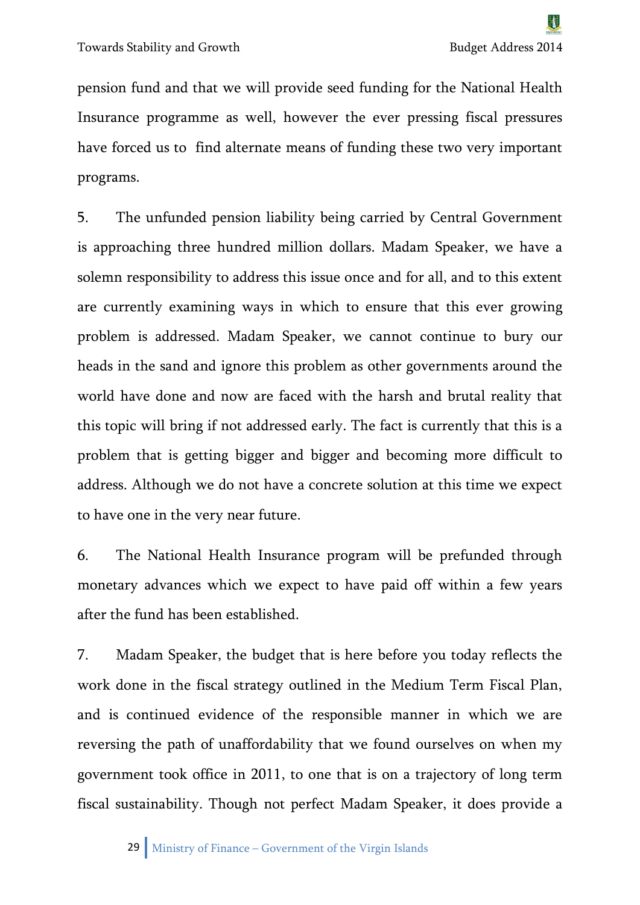pension fund and that we will provide seed funding for the National Health Insurance programme as well, however the ever pressing fiscal pressures have forced us to find alternate means of funding these two very important programs.

5. The unfunded pension liability being carried by Central Government is approaching three hundred million dollars. Madam Speaker, we have a solemn responsibility to address this issue once and for all, and to this extent are currently examining ways in which to ensure that this ever growing problem is addressed. Madam Speaker, we cannot continue to bury our heads in the sand and ignore this problem as other governments around the world have done and now are faced with the harsh and brutal reality that this topic will bring if not addressed early. The fact is currently that this is a problem that is getting bigger and bigger and becoming more difficult to address. Although we do not have a concrete solution at this time we expect to have one in the very near future.

6. The National Health Insurance program will be prefunded through monetary advances which we expect to have paid off within a few years after the fund has been established.

7. Madam Speaker, the budget that is here before you today reflects the work done in the fiscal strategy outlined in the Medium Term Fiscal Plan, and is continued evidence of the responsible manner in which we are reversing the path of unaffordability that we found ourselves on when my government took office in 2011, to one that is on a trajectory of long term fiscal sustainability. Though not perfect Madam Speaker, it does provide a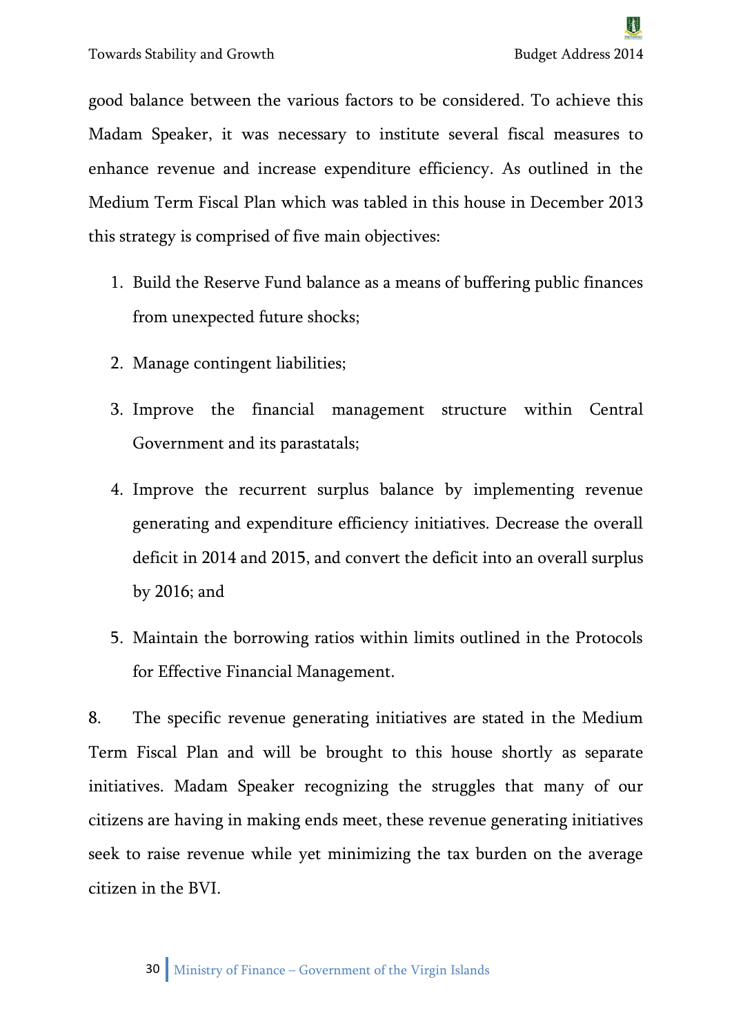good balance between the various factors to be considered. To achieve this Madam Speaker, it was necessary to institute several fiscal measures to enhance revenue and increase expenditure efficiency. As outlined in the Medium Term Fiscal Plan which was tabled in this house in December 2013 this strategy is comprised of five main objectives:

1. Build the Reserve Fund balance as a means of buffering public finances from unexpected future shocks;
2. Manage contingent liabilities;
3. Improve the financial management structure within Central Government and its parastatals;
4. Improve the recurrent surplus balance by implementing revenue generating and expenditure efficiency initiatives. Decrease the overall deficit in 2014 and 2015, and convert the deficit into an overall surplus by 2016; and
5. Maintain the borrowing ratios within limits outlined in the Protocols for Effective Financial Management.

8. The specific revenue generating initiatives are stated in the Medium Term Fiscal Plan and will be brought to this house shortly as separate initiatives. Madam Speaker recognizing the struggles that many of our citizens are having in making ends meet, these revenue generating initiatives seek to raise revenue while yet minimizing the tax burden on the average citizen in the BVI.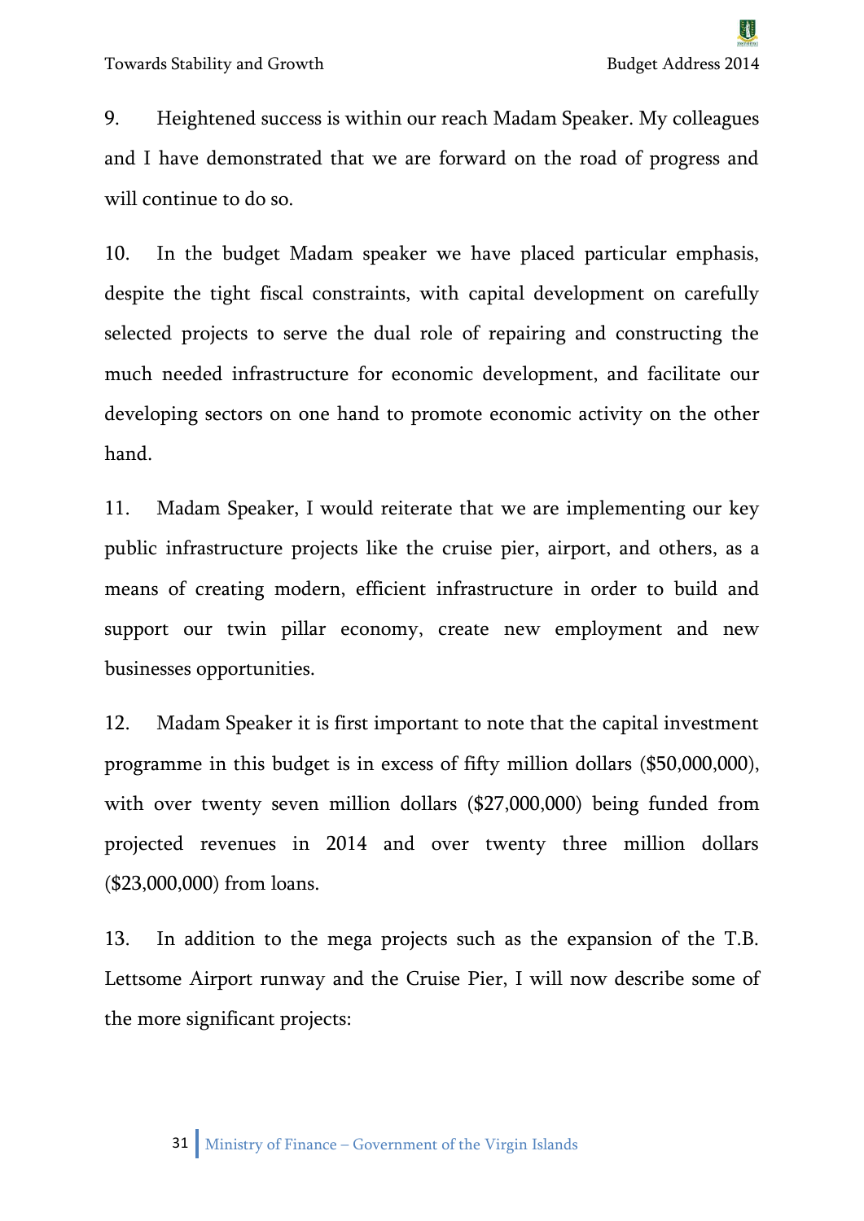9. Heightened success is within our reach Madam Speaker. My colleagues and I have demonstrated that we are forward on the road of progress and will continue to do so.

10. In the budget Madam speaker we have placed particular emphasis, despite the tight fiscal constraints, with capital development on carefully selected projects to serve the dual role of repairing and constructing the much needed infrastructure for economic development, and facilitate our developing sectors on one hand to promote economic activity on the other hand.

11. Madam Speaker, I would reiterate that we are implementing our key public infrastructure projects like the cruise pier, airport, and others, as a means of creating modern, efficient infrastructure in order to build and support our twin pillar economy, create new employment and new businesses opportunities.

12. Madam Speaker it is first important to note that the capital investment programme in this budget is in excess of fifty million dollars ($50,000,000), with over twenty seven million dollars ($27,000,000) being funded from projected revenues in 2014 and over twenty three million dollars ($23,000,000) from loans.

13. In addition to the mega projects such as the expansion of the T.B. Lettsome Airport runway and the Cruise Pier, I will now describe some of the more significant projects: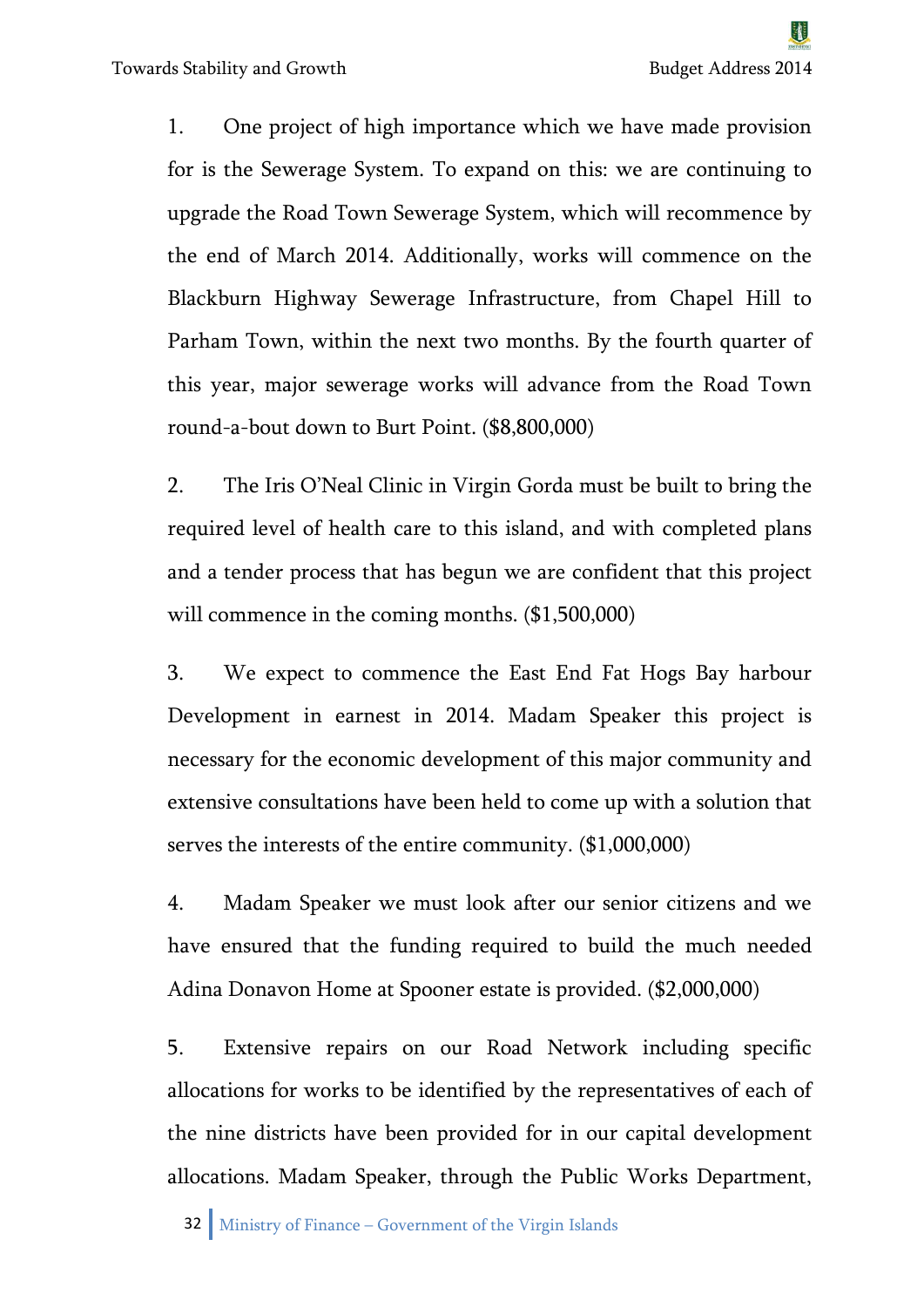1. One project of high importance which we have made provision for is the Sewerage System. To expand on this: we are continuing to upgrade the Road Town Sewerage System, which will recommence by the end of March 2014. Additionally, works will commence on the Blackburn Highway Sewerage Infrastructure, from Chapel Hill to Parham Town, within the next two months. By the fourth quarter of this year, major sewerage works will advance from the Road Town round-a-bout down to Burt Point. ($8,800,000)

2. The Iris O'Neal Clinic in Virgin Gorda must be built to bring the required level of health care to this island, and with completed plans and a tender process that has begun we are confident that this project will commence in the coming months. ($1,500,000)

3. We expect to commence the East End Fat Hogs Bay harbour Development in earnest in 2014. Madam Speaker this project is necessary for the economic development of this major community and extensive consultations have been held to come up with a solution that serves the interests of the entire community. ($1,000,000)

4. Madam Speaker we must look after our senior citizens and we have ensured that the funding required to build the much needed Adina Donavon Home at Spooner estate is provided. ($2,000,000)

5. Extensive repairs on our Road Network including specific allocations for works to be identified by the representatives of each of the nine districts have been provided for in our capital development allocations. Madam Speaker, through the Public Works Department,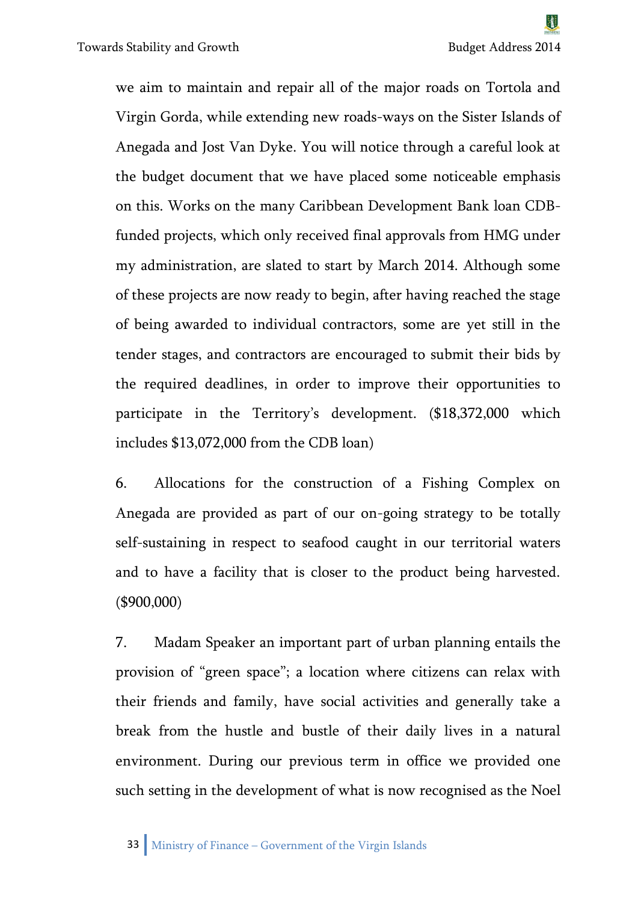we aim to maintain and repair all of the major roads on Tortola and Virgin Gorda, while extending new roads-ways on the Sister Islands of Anegada and Jost Van Dyke. You will notice through a careful look at the budget document that we have placed some noticeable emphasis on this. Works on the many Caribbean Development Bank loan CDB-funded projects, which only received final approvals from HMG under my administration, are slated to start by March 2014. Although some of these projects are now ready to begin, after having reached the stage of being awarded to individual contractors, some are yet still in the tender stages, and contractors are encouraged to submit their bids by the required deadlines, in order to improve their opportunities to participate in the Territory's development. ($18,372,000 which includes $13,072,000 from the CDB loan)

6. Allocations for the construction of a Fishing Complex on Anegada are provided as part of our on-going strategy to be totally self-sustaining in respect to seafood caught in our territorial waters and to have a facility that is closer to the product being harvested. ($900,000)

7. Madam Speaker an important part of urban planning entails the provision of "green space"; a location where citizens can relax with their friends and family, have social activities and generally take a break from the hustle and bustle of their daily lives in a natural environment. During our previous term in office we provided one such setting in the development of what is now recognised as the Noel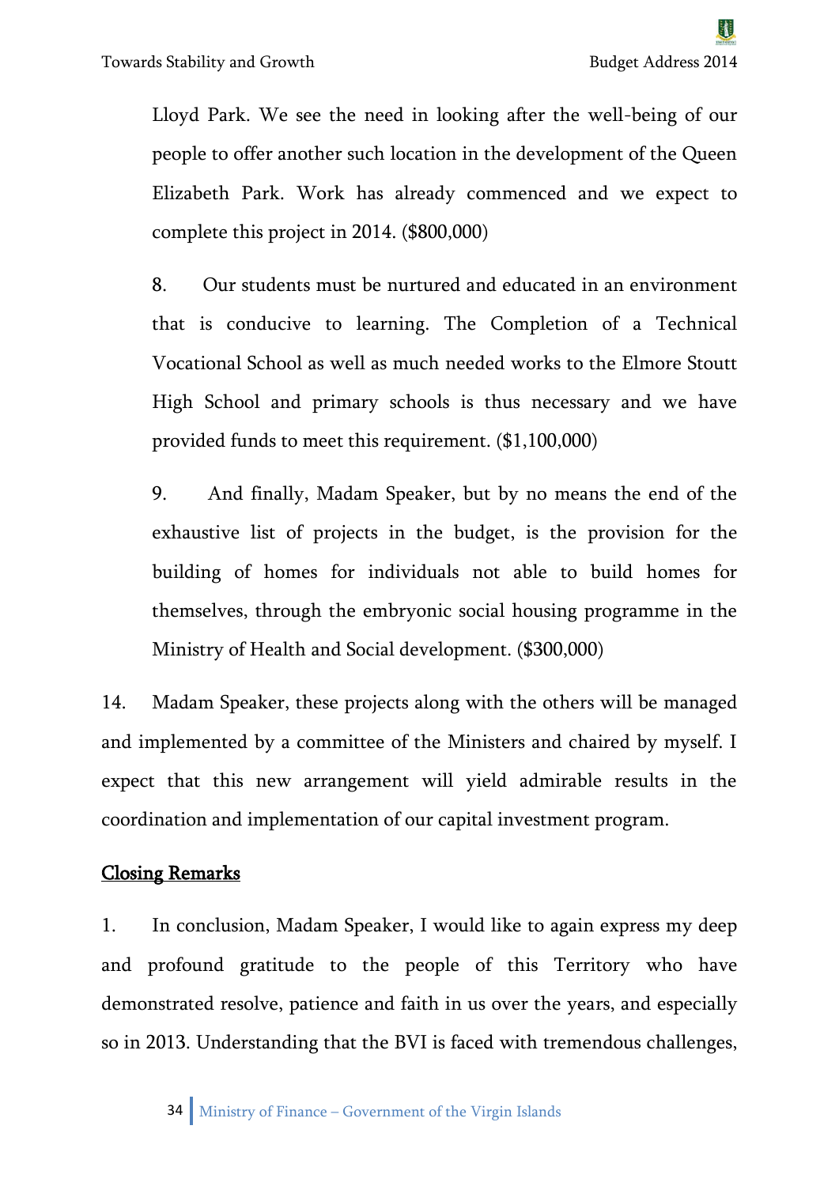Lloyd Park. We see the need in looking after the well-being of our people to offer another such location in the development of the Queen Elizabeth Park. Work has already commenced and we expect to complete this project in 2014. ($800,000)

8. Our students must be nurtured and educated in an environment that is conducive to learning. The Completion of a Technical Vocational School as well as much needed works to the Elmore Stoutt High School and primary schools is thus necessary and we have provided funds to meet this requirement. ($1,100,000)

9. And finally, Madam Speaker, but by no means the end of the exhaustive list of projects in the budget, is the provision for the building of homes for individuals not able to build homes for themselves, through the embryonic social housing programme in the Ministry of Health and Social development. ($300,000)

14. Madam Speaker, these projects along with the others will be managed and implemented by a committee of the Ministers and chaired by myself. I expect that this new arrangement will yield admirable results in the coordination and implementation of our capital investment program.

## Closing Remarks

1. In conclusion, Madam Speaker, I would like to again express my deep and profound gratitude to the people of this Territory who have demonstrated resolve, patience and faith in us over the years, and especially so in 2013. Understanding that the BVI is faced with tremendous challenges,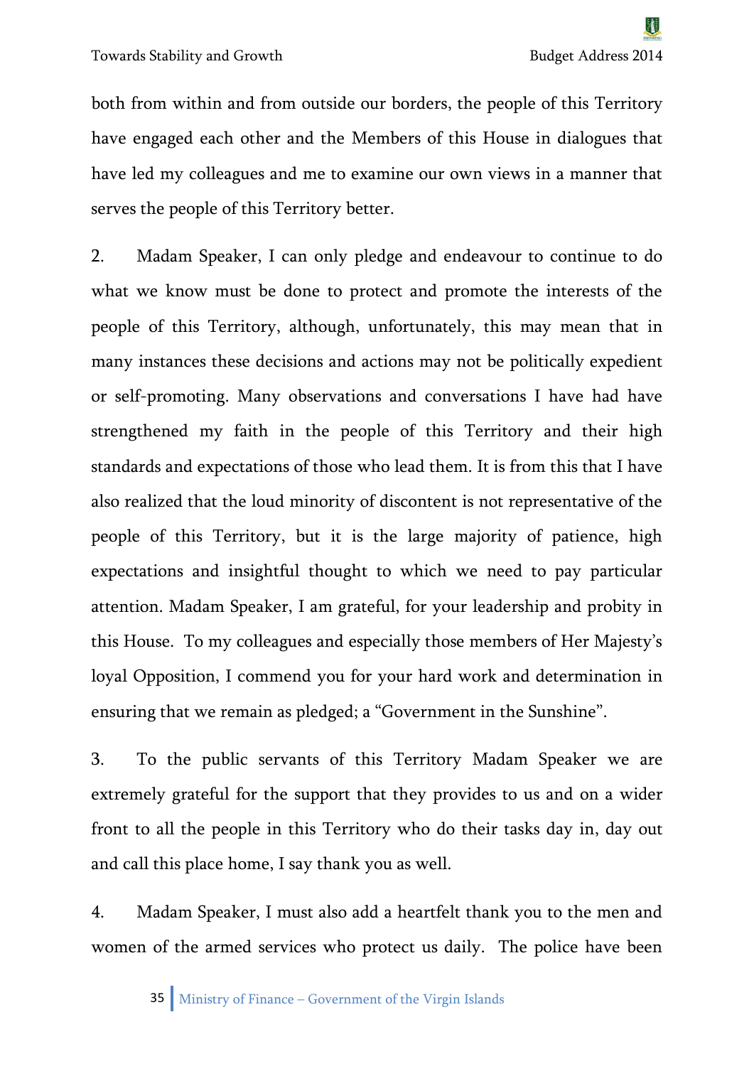both from within and from outside our borders, the people of this Territory have engaged each other and the Members of this House in dialogues that have led my colleagues and me to examine our own views in a manner that serves the people of this Territory better.

2. Madam Speaker, I can only pledge and endeavour to continue to do what we know must be done to protect and promote the interests of the people of this Territory, although, unfortunately, this may mean that in many instances these decisions and actions may not be politically expedient or self-promoting. Many observations and conversations I have had have strengthened my faith in the people of this Territory and their high standards and expectations of those who lead them. It is from this that I have also realized that the loud minority of discontent is not representative of the people of this Territory, but it is the large majority of patience, high expectations and insightful thought to which we need to pay particular attention. Madam Speaker, I am grateful, for your leadership and probity in this House. To my colleagues and especially those members of Her Majesty's loyal Opposition, I commend you for your hard work and determination in ensuring that we remain as pledged; a "Government in the Sunshine".

3. To the public servants of this Territory Madam Speaker we are extremely grateful for the support that they provides to us and on a wider front to all the people in this Territory who do their tasks day in, day out and call this place home, I say thank you as well.

4. Madam Speaker, I must also add a heartfelt thank you to the men and women of the armed services who protect us daily. The police have been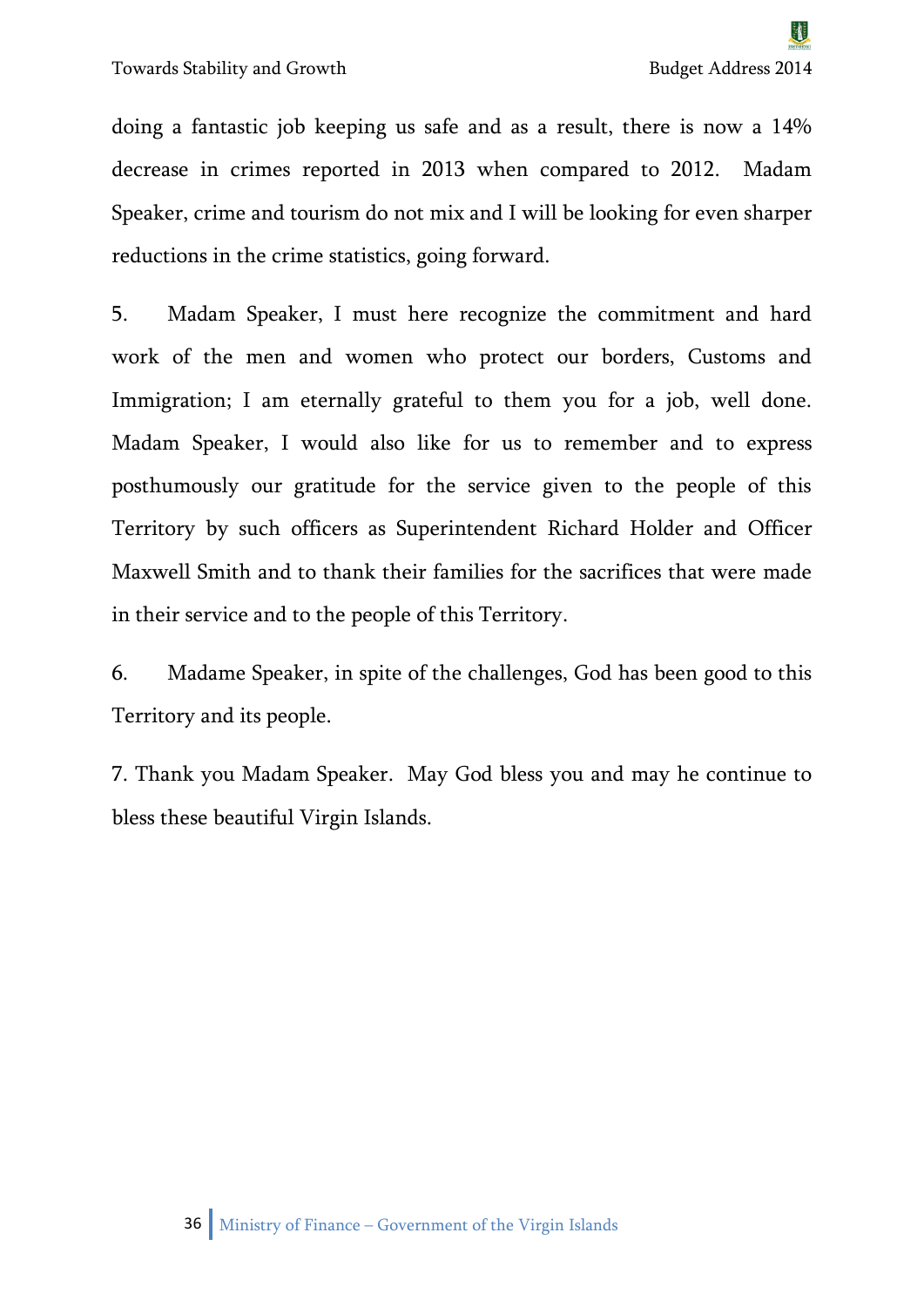doing a fantastic job keeping us safe and as a result, there is now a 14% decrease in crimes reported in 2013 when compared to 2012. Madam Speaker, crime and tourism do not mix and I will be looking for even sharper reductions in the crime statistics, going forward.

5. Madam Speaker, I must here recognize the commitment and hard work of the men and women who protect our borders, Customs and Immigration; I am eternally grateful to them you for a job, well done. Madam Speaker, I would also like for us to remember and to express posthumously our gratitude for the service given to the people of this Territory by such officers as Superintendent Richard Holder and Officer Maxwell Smith and to thank their families for the sacrifices that were made in their service and to the people of this Territory.

6. Madame Speaker, in spite of the challenges, God has been good to this Territory and its people.

7. Thank you Madam Speaker. May God bless you and may he continue to bless these beautiful Virgin Islands.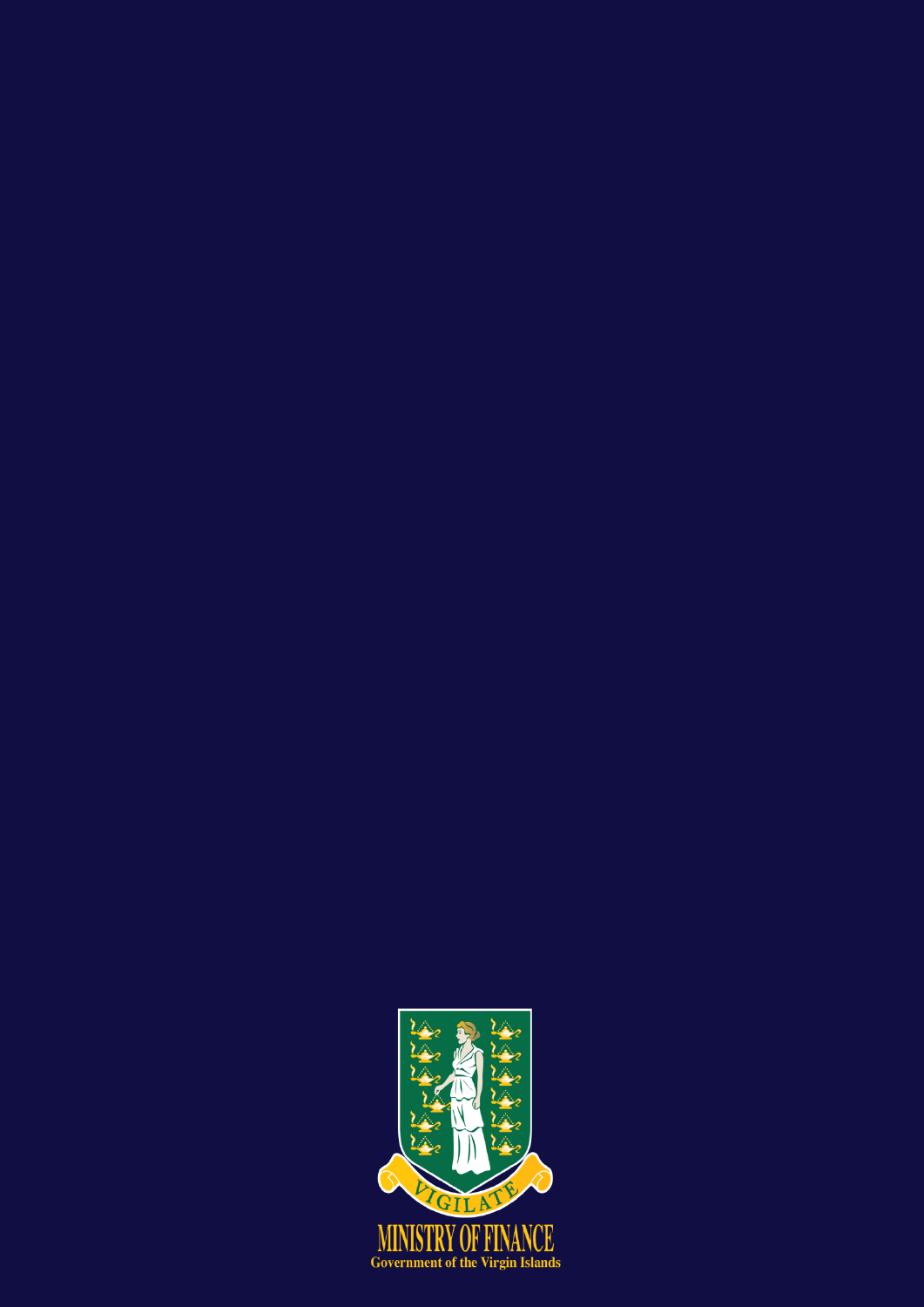VIGILATE

MINISTRY OF FINANCE

Government of the Virgin Islands